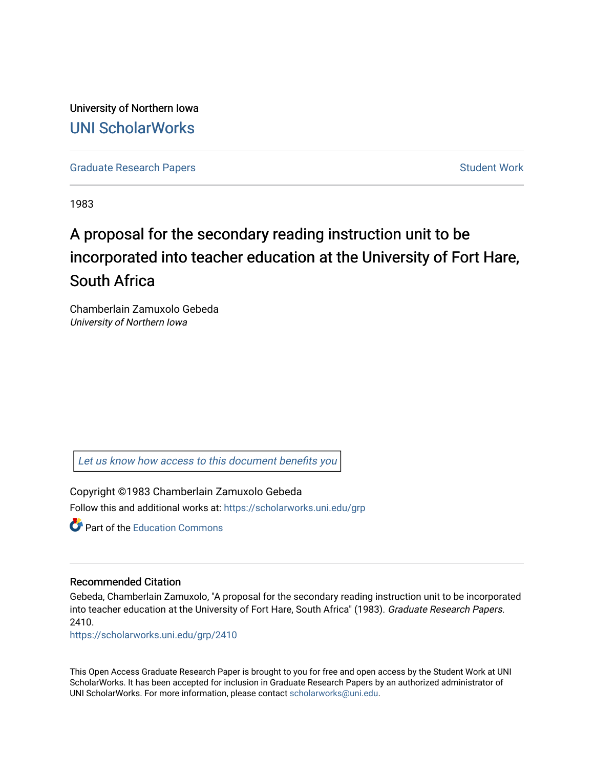University of Northern Iowa

# UNI ScholarWorks

Graduate Research Papers | Student Work

1983

## A proposal for the secondary reading instruction unit to be incorporated into teacher education at the University of Fort Hare, South Africa

Chamberlain Zamuxolo Gebeda
*University of Northern Iowa*

Let us know how access to this document benefits you

Copyright ©1983 Chamberlain Zamuxolo Gebeda

Follow this and additional works at: https://scholarworks.uni.edu/grp

Part of the Education Commons

### Recommended Citation

Gebeda, Chamberlain Zamuxolo, "A proposal for the secondary reading instruction unit to be incorporated into teacher education at the University of Fort Hare, South Africa" (1983). *Graduate Research Papers*. 2410.
https://scholarworks.uni.edu/grp/2410

This Open Access Graduate Research Paper is brought to you for free and open access by the Student Work at UNI ScholarWorks. It has been accepted for inclusion in Graduate Research Papers by an authorized administrator of UNI ScholarWorks. For more information, please contact scholarworks@uni.edu.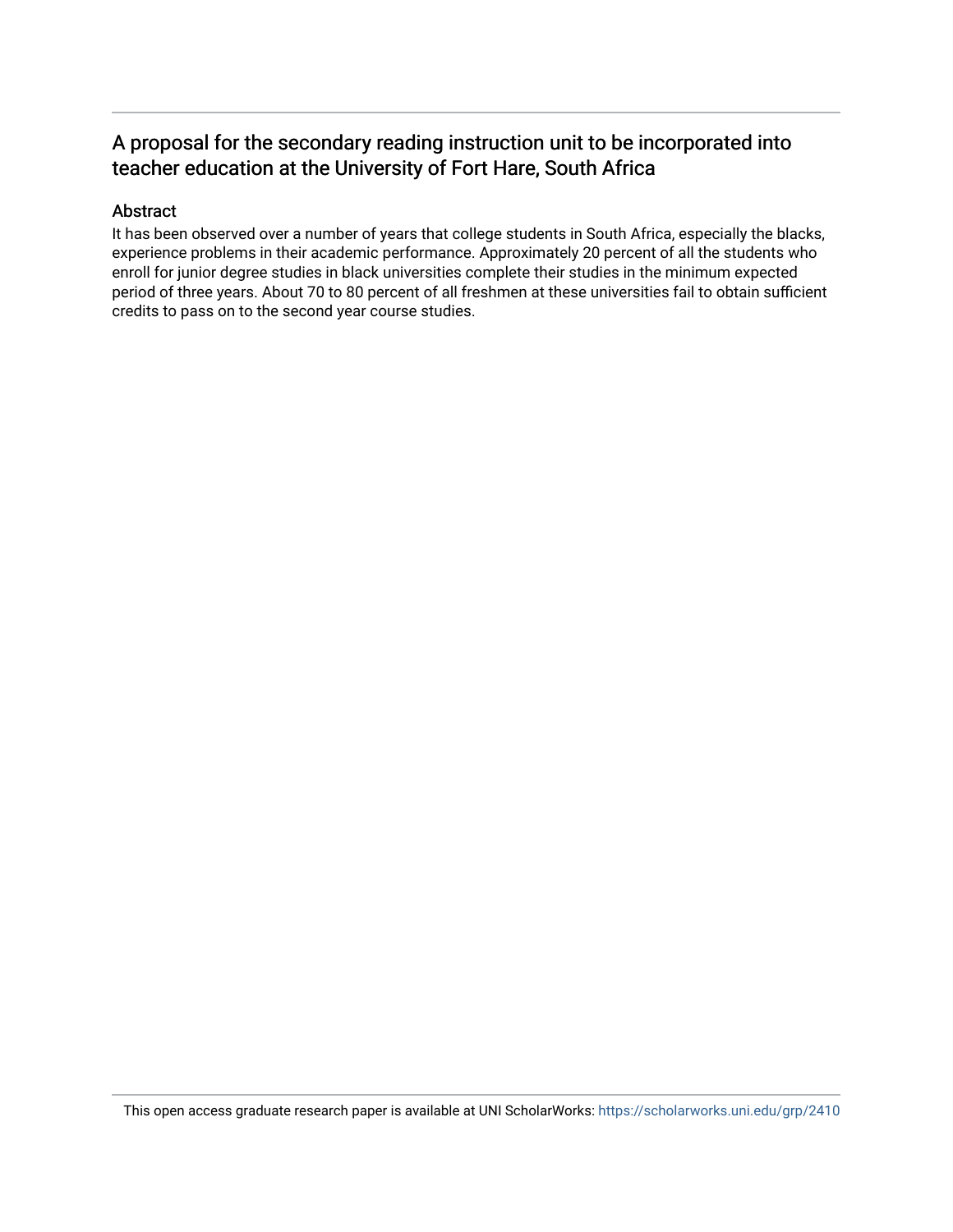## A proposal for the secondary reading instruction unit to be incorporated into teacher education at the University of Fort Hare, South Africa

### Abstract

It has been observed over a number of years that college students in South Africa, especially the blacks, experience problems in their academic performance. Approximately 20 percent of all the students who enroll for junior degree studies in black universities complete their studies in the minimum expected period of three years. About 70 to 80 percent of all freshmen at these universities fail to obtain sufficient credits to pass on to the second year course studies.

This open access graduate research paper is available at UNI ScholarWorks: https://scholarworks.uni.edu/grp/2410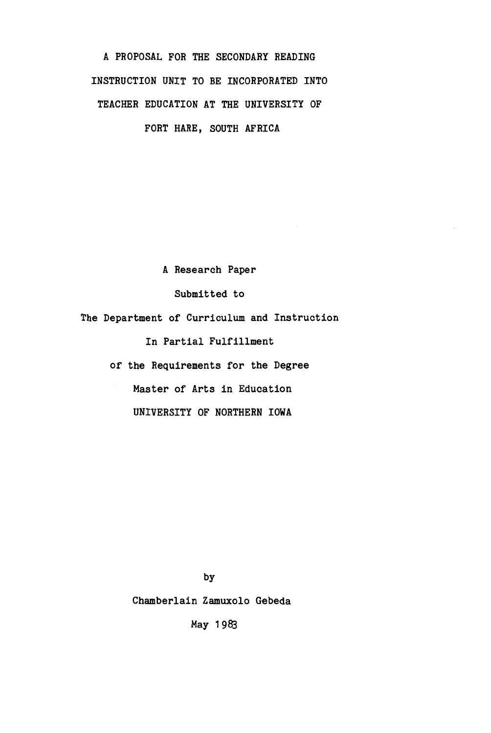# A PROPOSAL FOR THE SECONDARY READING INSTRUCTION UNIT TO BE INCORPORATED INTO TEACHER EDUCATION AT THE UNIVERSITY OF FORT HARE, SOUTH AFRICA

A Research Paper

Submitted to

The Department of Curriculum and Instruction

In Partial Fulfillment

of the Requirements for the Degree

Master of Arts in Education

UNIVERSITY OF NORTHERN IOWA

by

Chamberlain Zamuxolo Gebeda

May 1983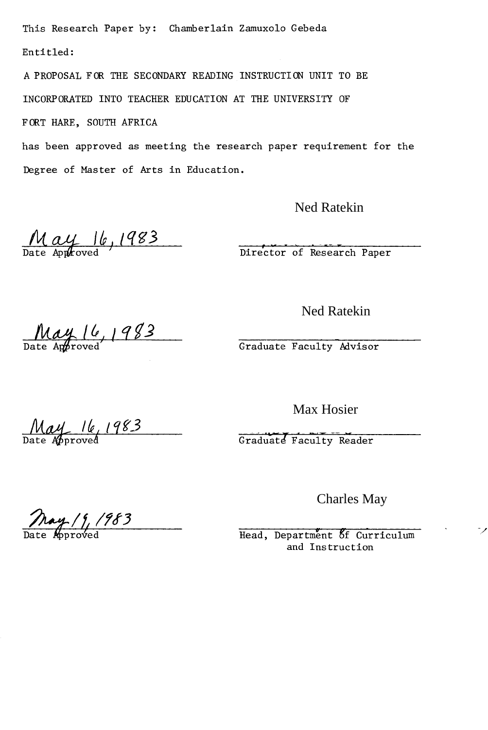This Research Paper by: Chamberlain Zamuxolo Gebeda

Entitled:

A PROPOSAL FOR THE SECONDARY READING INSTRUCTION UNIT TO BE INCORPORATED INTO TEACHER EDUCATION AT THE UNIVERSITY OF FORT HARE, SOUTH AFRICA

has been approved as meeting the research paper requirement for the Degree of Master of Arts in Education.

| | |
|---|---|
| May 16, 1983 | Ned Ratekin |
| Date Approved | Director of Research Paper |
| May 16, 1983 | Ned Ratekin |
| Date Approved | Graduate Faculty Advisor |
| May 16, 1983 | Max Hosier |
| Date Approved | Graduate Faculty Reader |
| May 19, 1983 | Charles May |
| Date Approved | Head, Department of Curriculum and Instruction |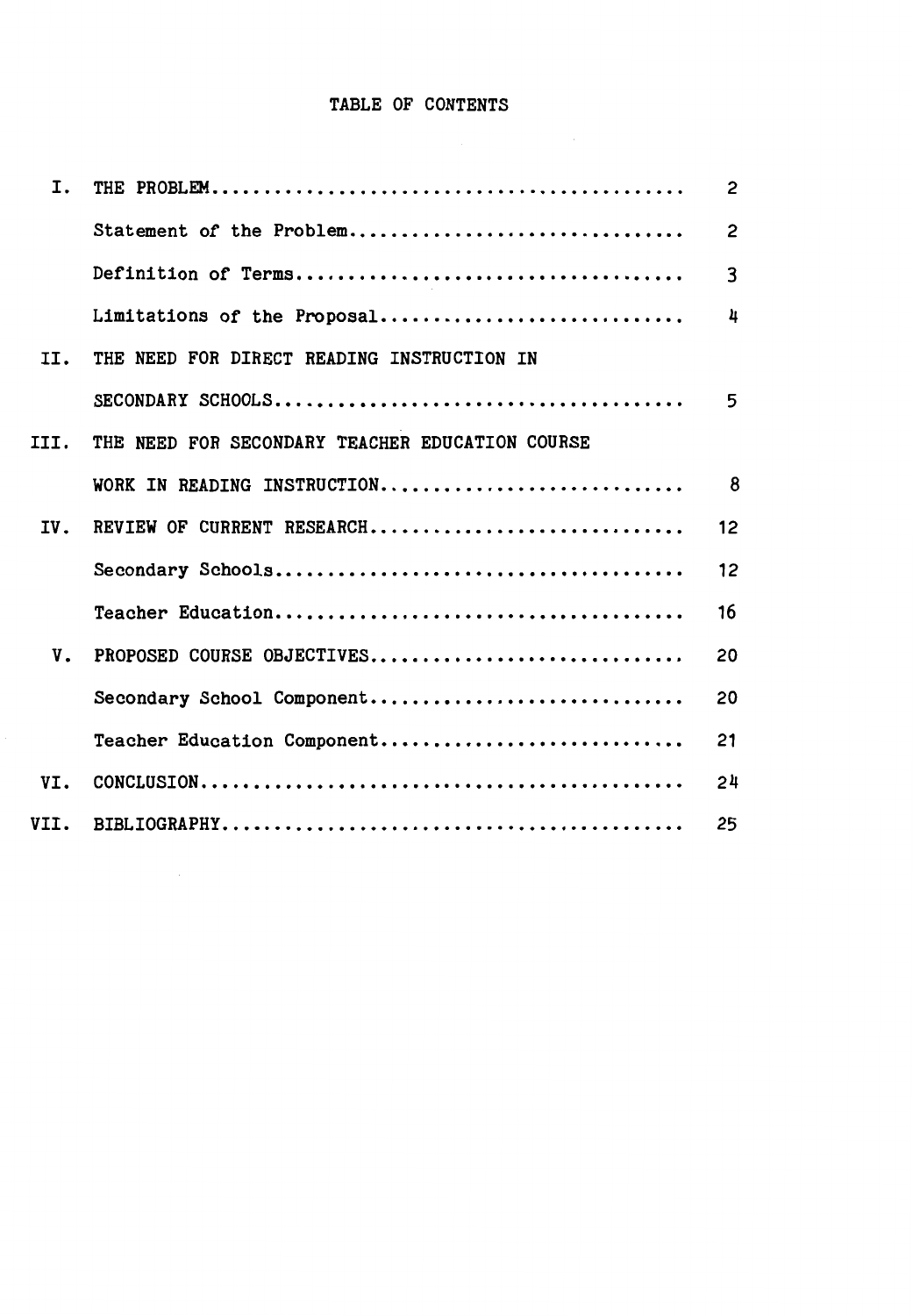# TABLE OF CONTENTS

| | | |
|---|---|---|
| I. | THE PROBLEM............................................ | 2 |
| | Statement of the Problem............................... | 2 |
| | Definition of Terms.................................... | 3 |
| | Limitations of the Proposal............................ | 4 |
| II. | THE NEED FOR DIRECT READING INSTRUCTION IN SECONDARY SCHOOLS...................................... | 5 |
| III. | THE NEED FOR SECONDARY TEACHER EDUCATION COURSE WORK IN READING INSTRUCTION............................ | 8 |
| IV. | REVIEW OF CURRENT RESEARCH............................. | 12 |
| | Secondary Schools...................................... | 12 |
| | Teacher Education...................................... | 16 |
| V. | PROPOSED COURSE OBJECTIVES............................. | 20 |
| | Secondary School Component............................. | 20 |
| | Teacher Education Component............................ | 21 |
| VI. | CONCLUSION............................................. | 24 |
| VII. | BIBLIOGRAPHY........................................... | 25 |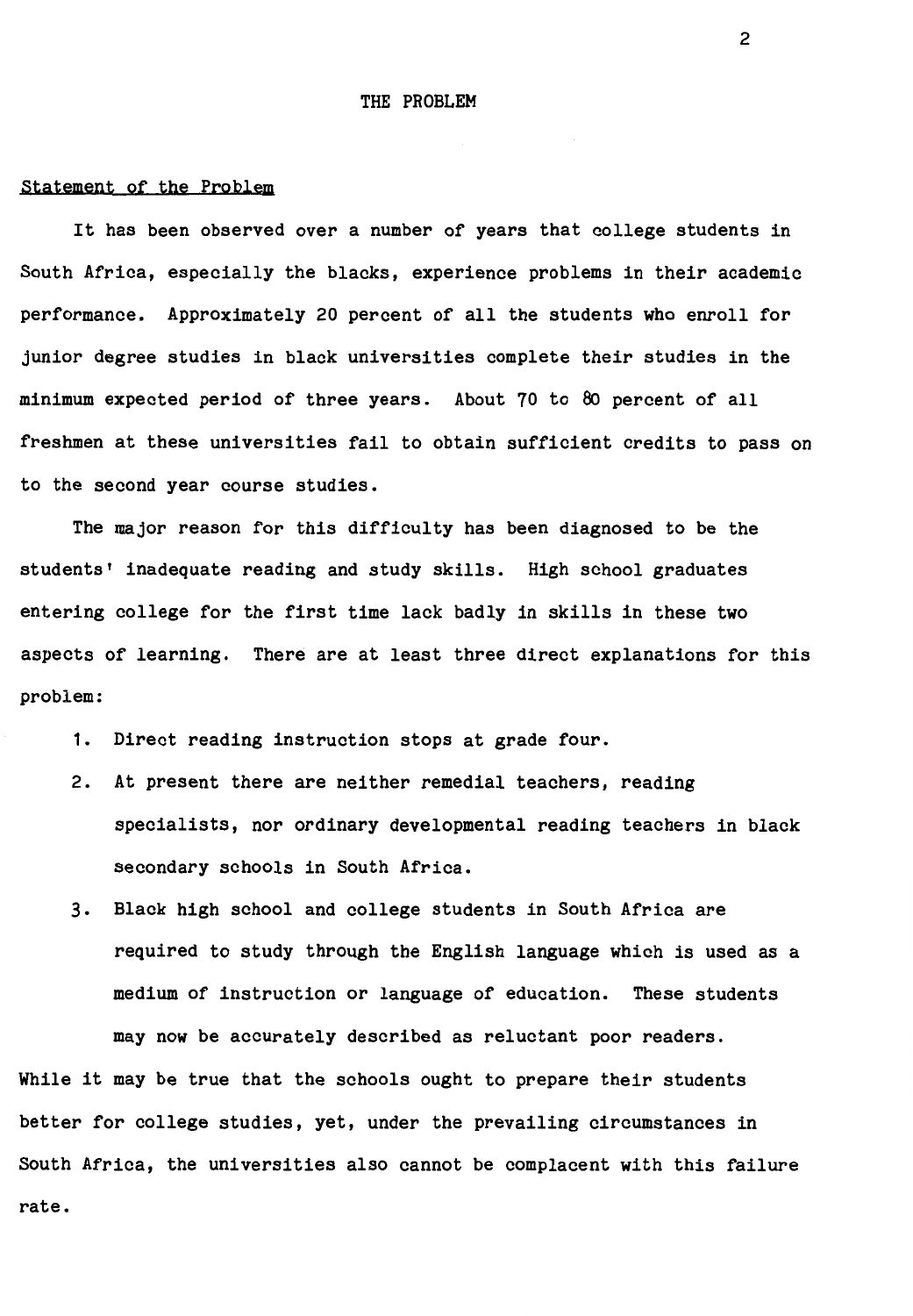# THE PROBLEM

## Statement of the Problem

It has been observed over a number of years that college students in South Africa, especially the blacks, experience problems in their academic performance. Approximately 20 percent of all the students who enroll for junior degree studies in black universities complete their studies in the minimum expected period of three years. About 70 to 80 percent of all freshmen at these universities fail to obtain sufficient credits to pass on to the second year course studies.

The major reason for this difficulty has been diagnosed to be the students' inadequate reading and study skills. High school graduates entering college for the first time lack badly in skills in these two aspects of learning. There are at least three direct explanations for this problem:

1. Direct reading instruction stops at grade four.
2. At present there are neither remedial teachers, reading specialists, nor ordinary developmental reading teachers in black secondary schools in South Africa.
3. Black high school and college students in South Africa are required to study through the English language which is used as a medium of instruction or language of education. These students may now be accurately described as reluctant poor readers.

While it may be true that the schools ought to prepare their students better for college studies, yet, under the prevailing circumstances in South Africa, the universities also cannot be complacent with this failure rate.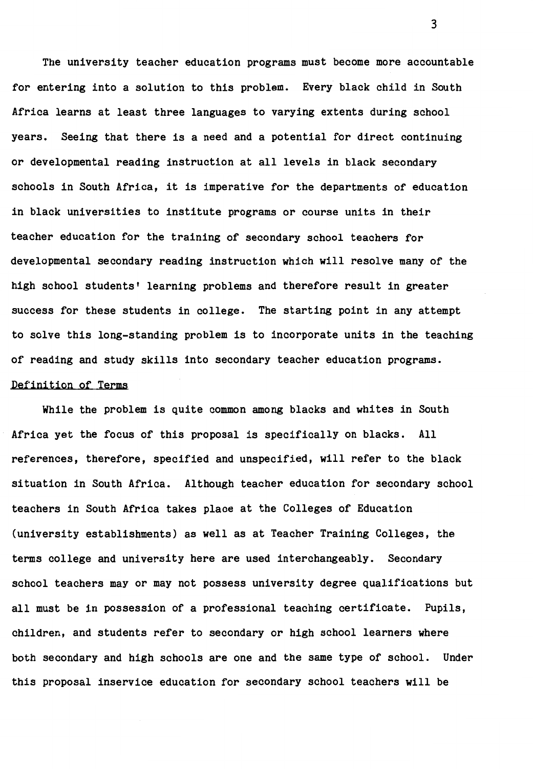The university teacher education programs must become more accountable for entering into a solution to this problem. Every black child in South Africa learns at least three languages to varying extents during school years. Seeing that there is a need and a potential for direct continuing or developmental reading instruction at all levels in black secondary schools in South Africa, it is imperative for the departments of education in black universities to institute programs or course units in their teacher education for the training of secondary school teachers for developmental secondary reading instruction which will resolve many of the high school students' learning problems and therefore result in greater success for these students in college. The starting point in any attempt to solve this long-standing problem is to incorporate units in the teaching of reading and study skills into secondary teacher education programs.

## Definition of Terms

While the problem is quite common among blacks and whites in South Africa yet the focus of this proposal is specifically on blacks. All references, therefore, specified and unspecified, will refer to the black situation in South Africa. Although teacher education for secondary school teachers in South Africa takes place at the Colleges of Education (university establishments) as well as at Teacher Training Colleges, the terms college and university here are used interchangeably. Secondary school teachers may or may not possess university degree qualifications but all must be in possession of a professional teaching certificate. Pupils, children, and students refer to secondary or high school learners where both secondary and high schools are one and the same type of school. Under this proposal inservice education for secondary school teachers will be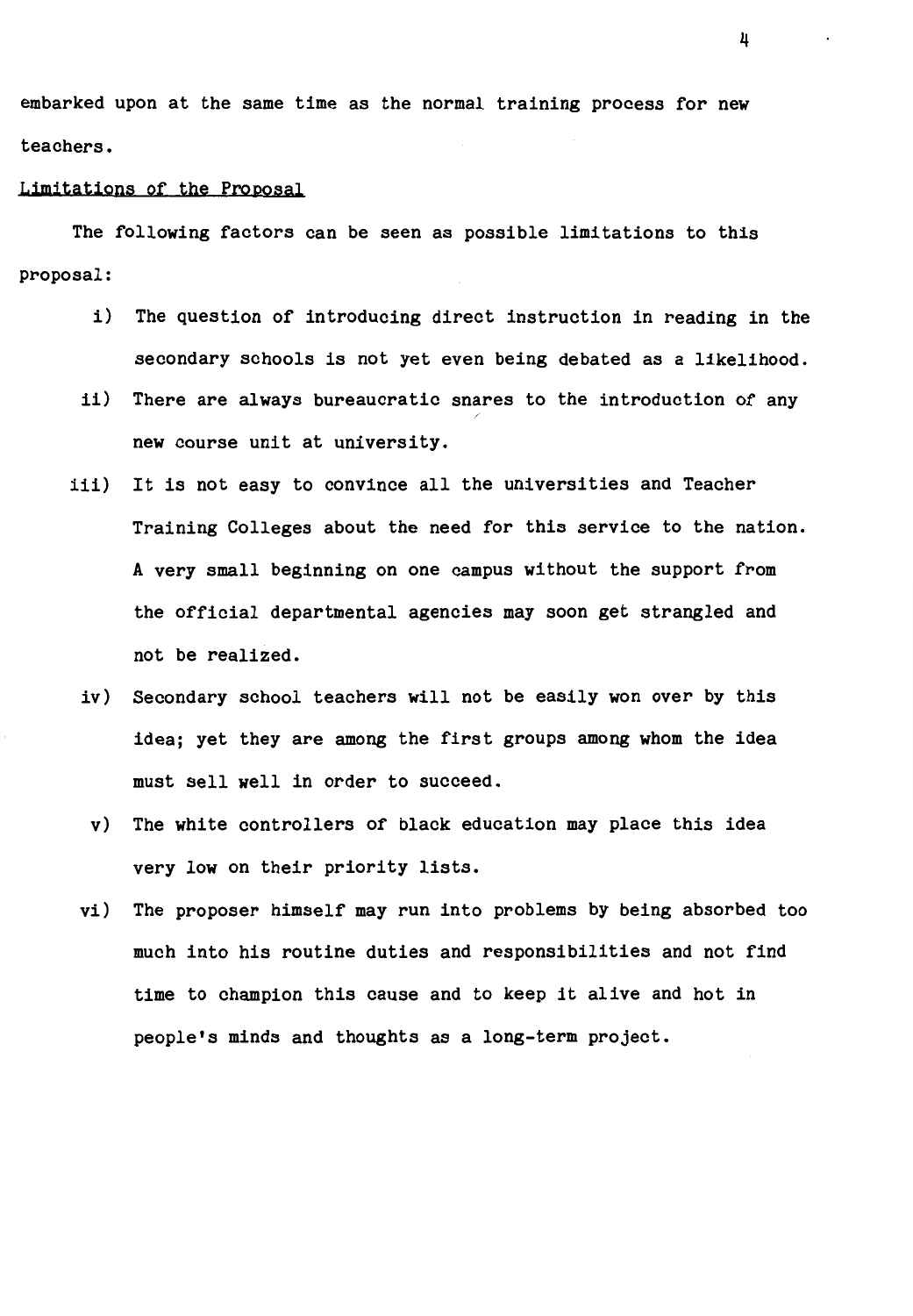embarked upon at the same time as the normal training process for new teachers.

## Limitations of the Proposal

The following factors can be seen as possible limitations to this proposal:

i) The question of introducing direct instruction in reading in the secondary schools is not yet even being debated as a likelihood.

ii) There are always bureaucratic snares to the introduction of any new course unit at university.

iii) It is not easy to convince all the universities and Teacher Training Colleges about the need for this service to the nation. A very small beginning on one campus without the support from the official departmental agencies may soon get strangled and not be realized.

iv) Secondary school teachers will not be easily won over by this idea; yet they are among the first groups among whom the idea must sell well in order to succeed.

v) The white controllers of black education may place this idea very low on their priority lists.

vi) The proposer himself may run into problems by being absorbed too much into his routine duties and responsibilities and not find time to champion this cause and to keep it alive and hot in people's minds and thoughts as a long-term project.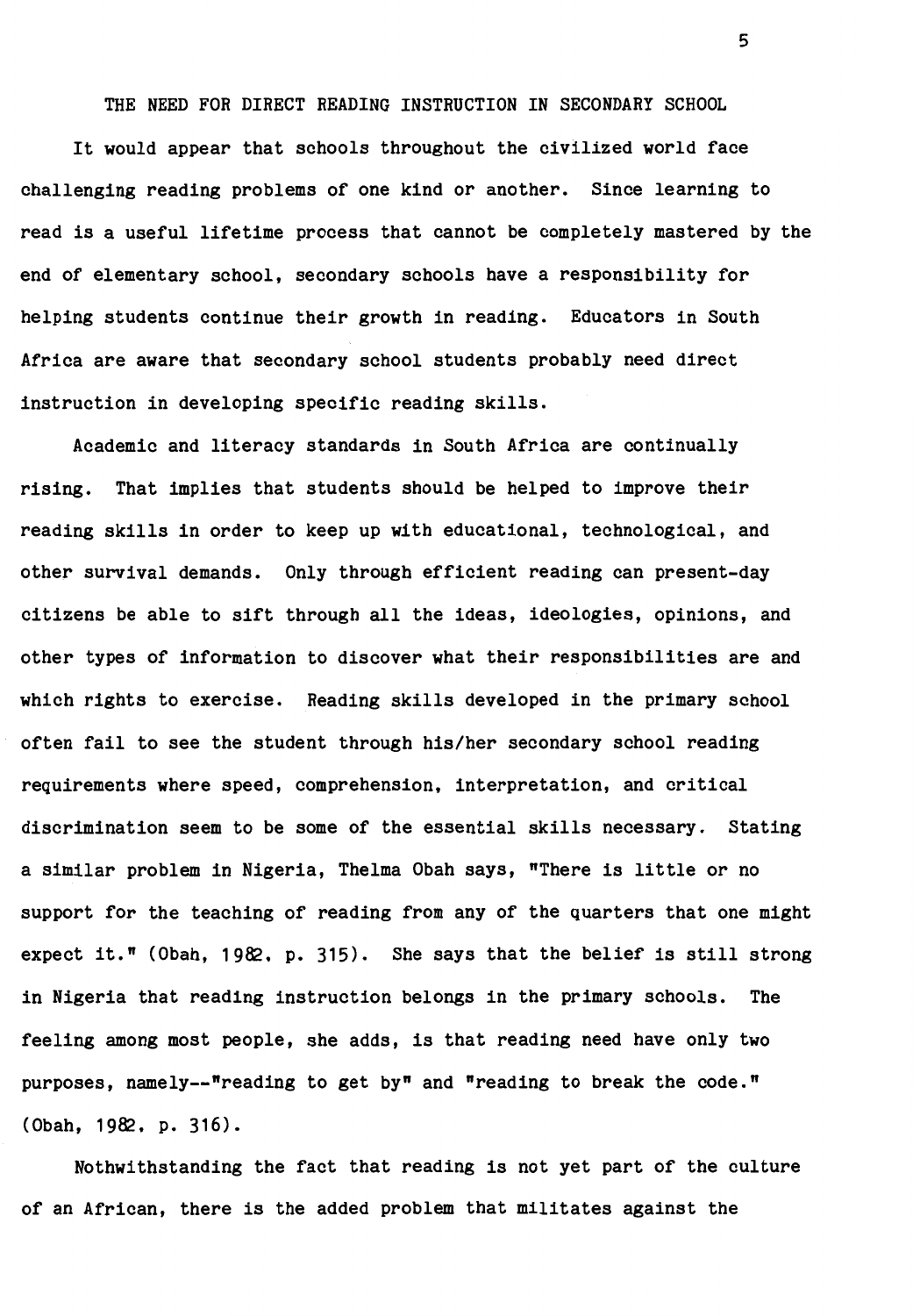## THE NEED FOR DIRECT READING INSTRUCTION IN SECONDARY SCHOOL

It would appear that schools throughout the civilized world face challenging reading problems of one kind or another. Since learning to read is a useful lifetime process that cannot be completely mastered by the end of elementary school, secondary schools have a responsibility for helping students continue their growth in reading. Educators in South Africa are aware that secondary school students probably need direct instruction in developing specific reading skills.

Academic and literacy standards in South Africa are continually rising. That implies that students should be helped to improve their reading skills in order to keep up with educational, technological, and other survival demands. Only through efficient reading can present-day citizens be able to sift through all the ideas, ideologies, opinions, and other types of information to discover what their responsibilities are and which rights to exercise. Reading skills developed in the primary school often fail to see the student through his/her secondary school reading requirements where speed, comprehension, interpretation, and critical discrimination seem to be some of the essential skills necessary. Stating a similar problem in Nigeria, Thelma Obah says, "There is little or no support for the teaching of reading from any of the quarters that one might expect it." (Obah, 1982, p. 315). She says that the belief is still strong in Nigeria that reading instruction belongs in the primary schools. The feeling among most people, she adds, is that reading need have only two purposes, namely--"reading to get by" and "reading to break the code." (Obah, 1982, p. 316).

Nothwithstanding the fact that reading is not yet part of the culture of an African, there is the added problem that militates against the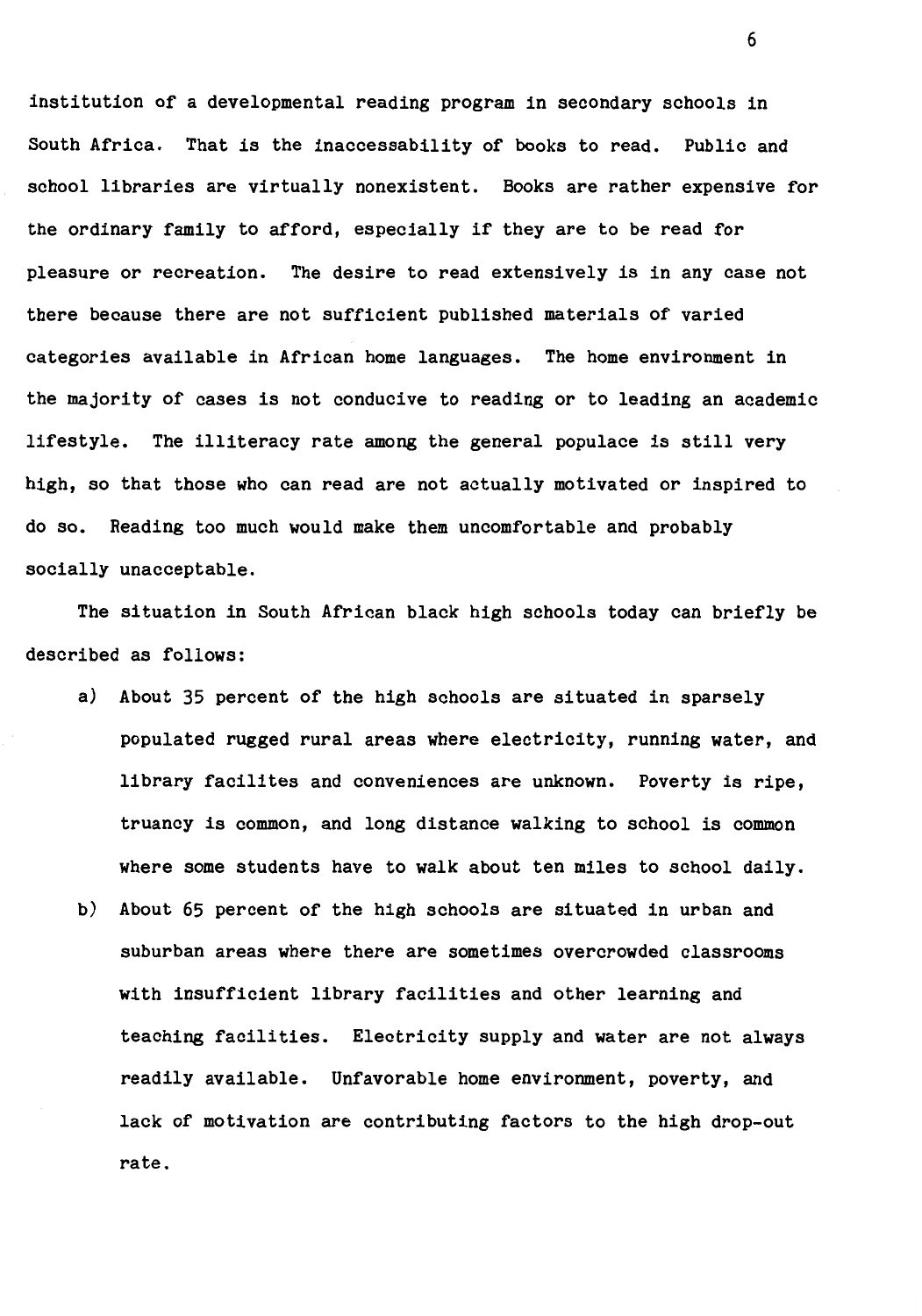institution of a developmental reading program in secondary schools in South Africa. That is the inaccessability of books to read. Public and school libraries are virtually nonexistent. Books are rather expensive for the ordinary family to afford, especially if they are to be read for pleasure or recreation. The desire to read extensively is in any case not there because there are not sufficient published materials of varied categories available in African home languages. The home environment in the majority of cases is not conducive to reading or to leading an academic lifestyle. The illiteracy rate among the general populace is still very high, so that those who can read are not actually motivated or inspired to do so. Reading too much would make them uncomfortable and probably socially unacceptable.

The situation in South African black high schools today can briefly be described as follows:

a) About 35 percent of the high schools are situated in sparsely populated rugged rural areas where electricity, running water, and library facilites and conveniences are unknown. Poverty is ripe, truancy is common, and long distance walking to school is common where some students have to walk about ten miles to school daily.

b) About 65 percent of the high schools are situated in urban and suburban areas where there are sometimes overcrowded classrooms with insufficient library facilities and other learning and teaching facilities. Electricity supply and water are not always readily available. Unfavorable home environment, poverty, and lack of motivation are contributing factors to the high drop-out rate.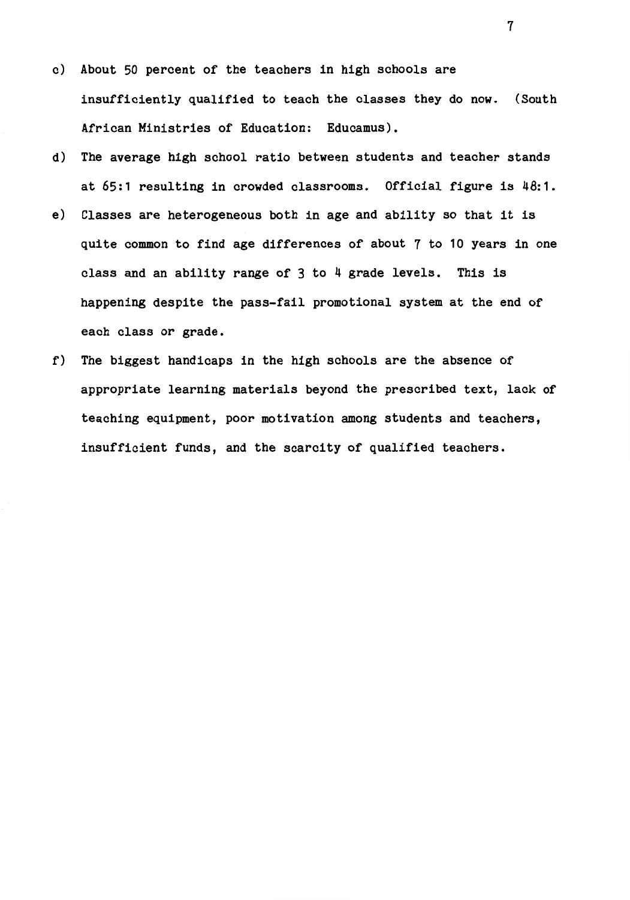c) About 50 percent of the teachers in high schools are insufficiently qualified to teach the classes they do now. (South African Ministries of Education: Educamus).

d) The average high school ratio between students and teacher stands at 65:1 resulting in crowded classrooms. Official figure is 48:1.

e) Classes are heterogeneous both in age and ability so that it is quite common to find age differences of about 7 to 10 years in one class and an ability range of 3 to 4 grade levels. This is happening despite the pass-fail promotional system at the end of each class or grade.

f) The biggest handicaps in the high schools are the absence of appropriate learning materials beyond the prescribed text, lack of teaching equipment, poor motivation among students and teachers, insufficient funds, and the scarcity of qualified teachers.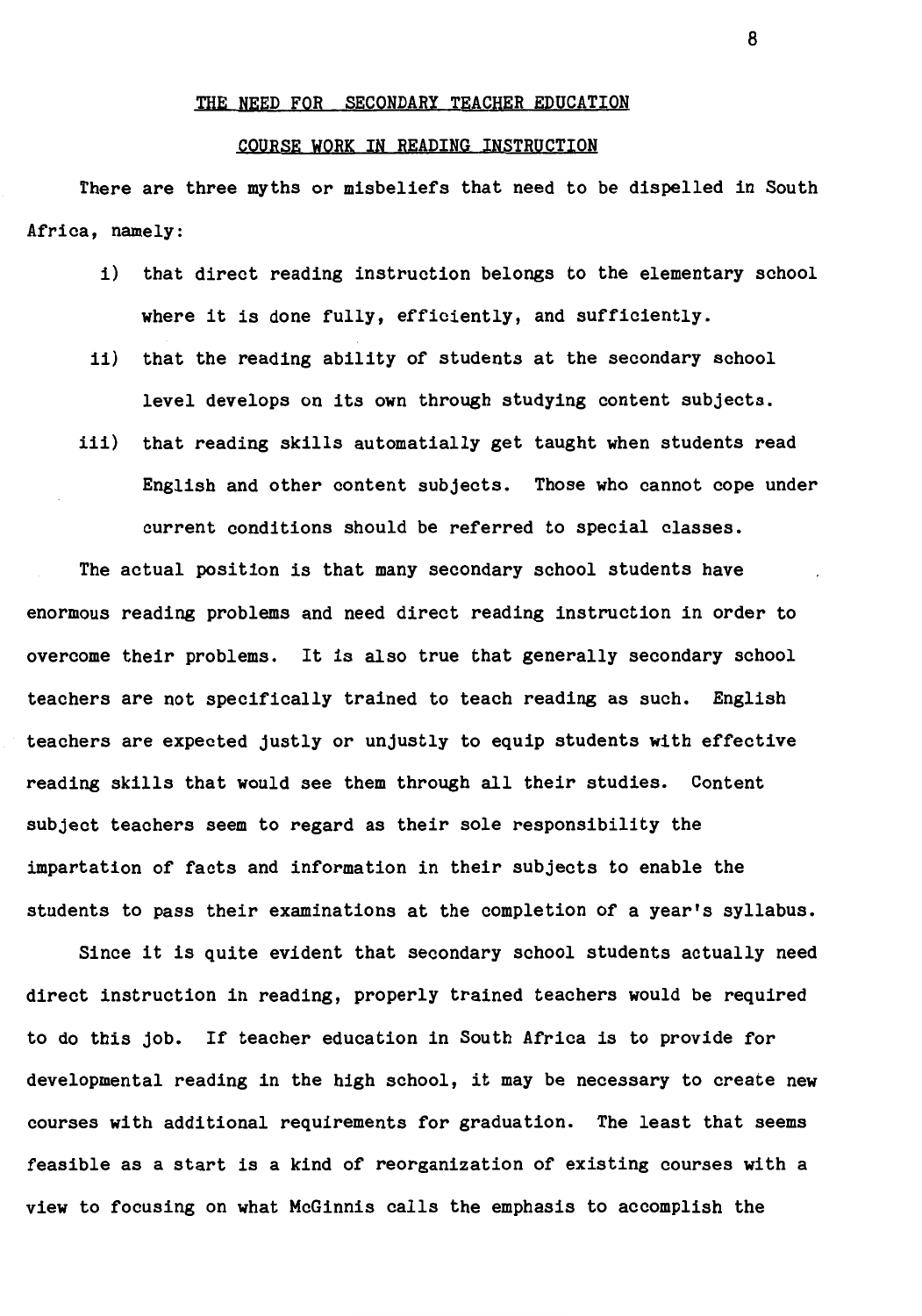## THE NEED FOR SECONDARY TEACHER EDUCATION

## COURSE WORK IN READING INSTRUCTION

There are three myths or misbeliefs that need to be dispelled in South Africa, namely:

i) that direct reading instruction belongs to the elementary school where it is done fully, efficiently, and sufficiently.

ii) that the reading ability of students at the secondary school level develops on its own through studying content subjects.

iii) that reading skills automatially get taught when students read English and other content subjects. Those who cannot cope under current conditions should be referred to special classes.

The actual position is that many secondary school students have enormous reading problems and need direct reading instruction in order to overcome their problems. It is also true that generally secondary school teachers are not specifically trained to teach reading as such. English teachers are expected justly or unjustly to equip students with effective reading skills that would see them through all their studies. Content subject teachers seem to regard as their sole responsibility the impartation of facts and information in their subjects to enable the students to pass their examinations at the completion of a year's syllabus.

Since it is quite evident that secondary school students actually need direct instruction in reading, properly trained teachers would be required to do this job. If teacher education in South Africa is to provide for developmental reading in the high school, it may be necessary to create new courses with additional requirements for graduation. The least that seems feasible as a start is a kind of reorganization of existing courses with a view to focusing on what McGinnis calls the emphasis to accomplish the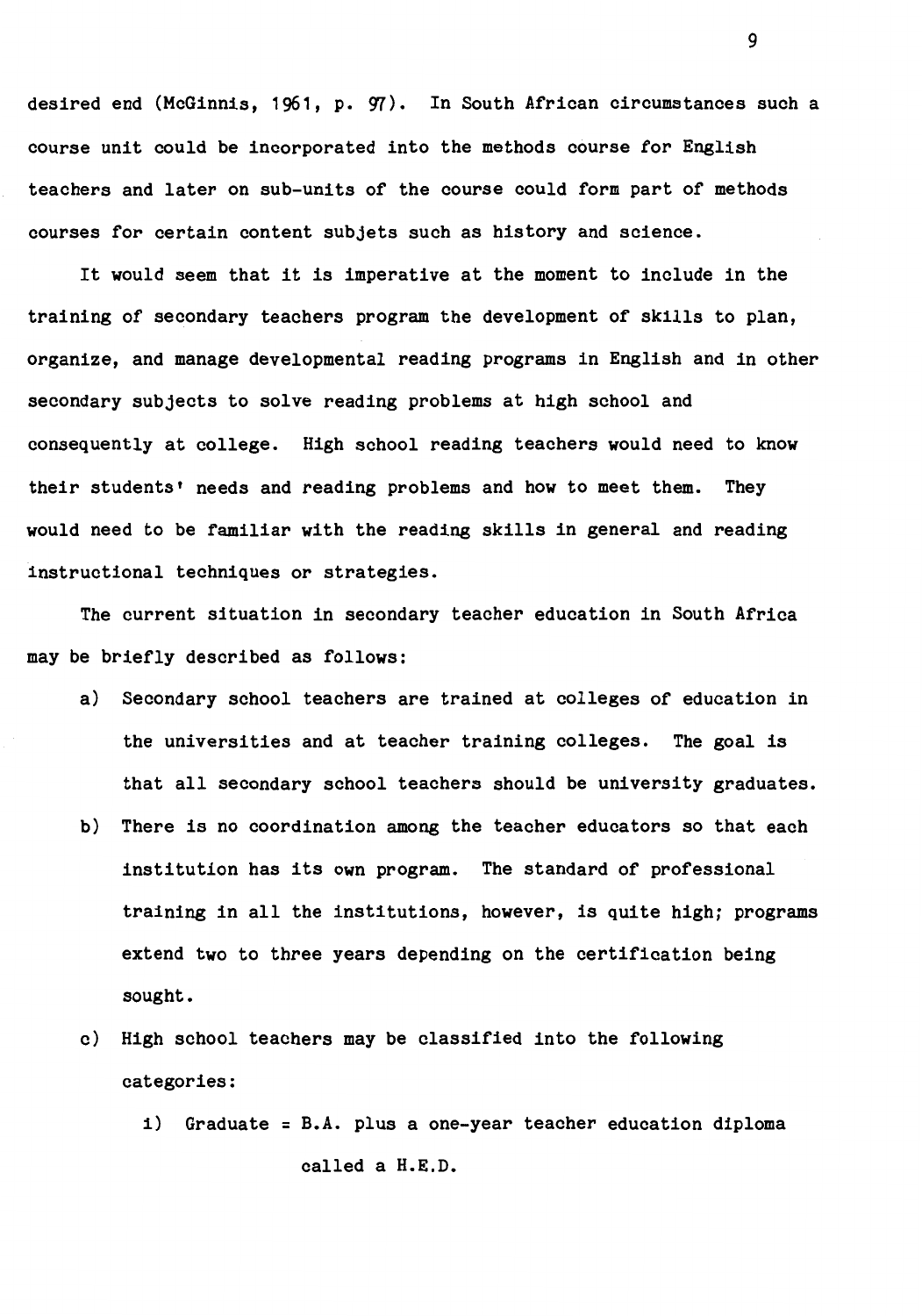desired end (McGinnis, 1961, p. 97). In South African circumstances such a course unit could be incorporated into the methods course for English teachers and later on sub-units of the course could form part of methods courses for certain content subjets such as history and science.

It would seem that it is imperative at the moment to include in the training of secondary teachers program the development of skills to plan, organize, and manage developmental reading programs in English and in other secondary subjects to solve reading problems at high school and consequently at college. High school reading teachers would need to know their students' needs and reading problems and how to meet them. They would need to be familiar with the reading skills in general and reading instructional techniques or strategies.

The current situation in secondary teacher education in South Africa may be briefly described as follows:

a) Secondary school teachers are trained at colleges of education in the universities and at teacher training colleges. The goal is that all secondary school teachers should be university graduates.

b) There is no coordination among the teacher educators so that each institution has its own program. The standard of professional training in all the institutions, however, is quite high; programs extend two to three years depending on the certification being sought.

c) High school teachers may be classified into the following categories:

   i) Graduate = B.A. plus a one-year teacher education diploma called a H.E.D.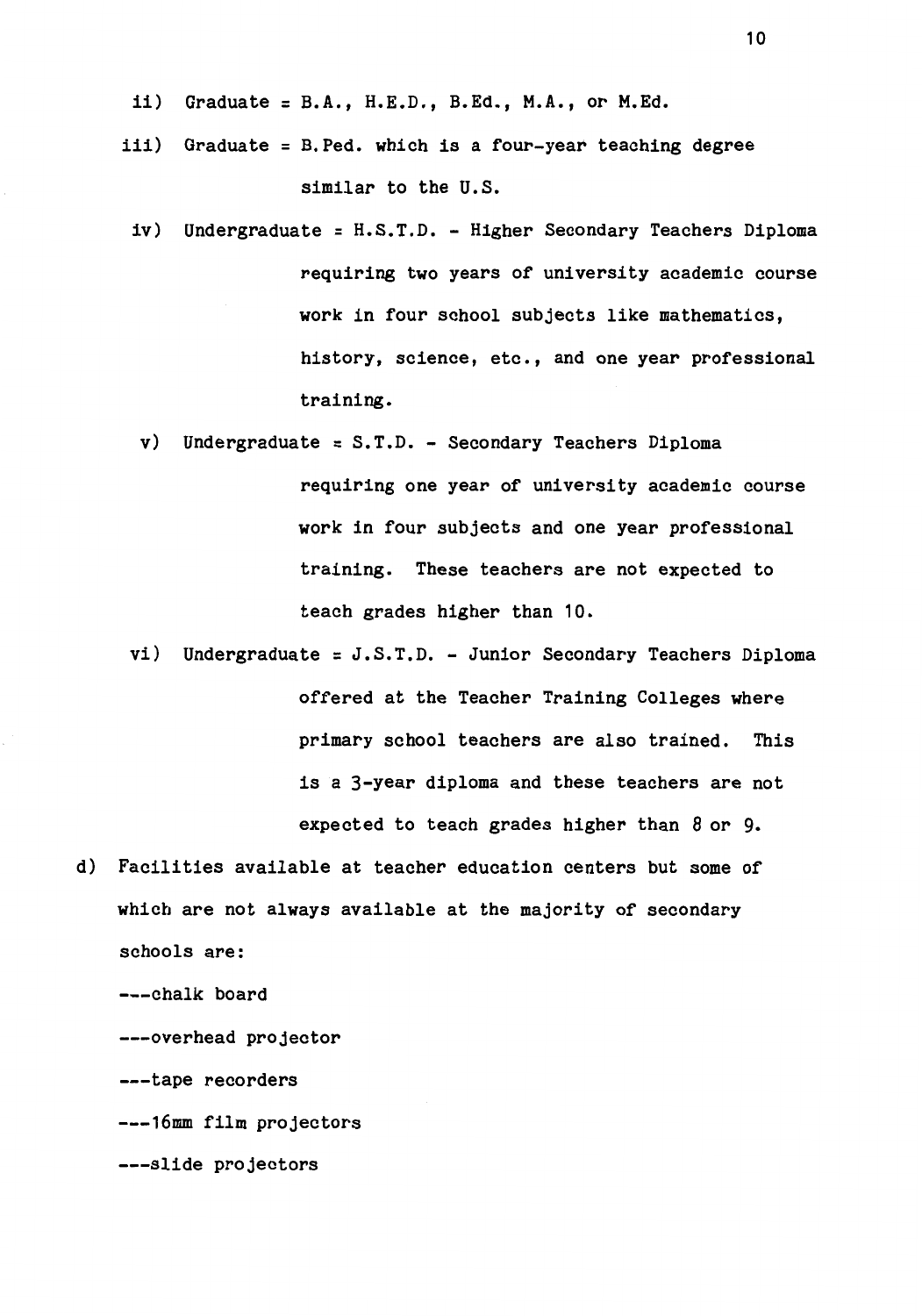ii) Graduate = B.A., H.E.D., B.Ed., M.A., or M.Ed.

iii) Graduate = B.Ped. which is a four-year teaching degree similar to the U.S.

iv) Undergraduate = H.S.T.D. - Higher Secondary Teachers Diploma requiring two years of university academic course work in four school subjects like mathematics, history, science, etc., and one year professional training.

v) Undergraduate = S.T.D. - Secondary Teachers Diploma requiring one year of university academic course work in four subjects and one year professional training. These teachers are not expected to teach grades higher than 10.

vi) Undergraduate = J.S.T.D. - Junior Secondary Teachers Diploma offered at the Teacher Training Colleges where primary school teachers are also trained. This is a 3-year diploma and these teachers are not expected to teach grades higher than 8 or 9.

d) Facilities available at teacher education centers but some of which are not always available at the majority of secondary schools are:

---chalk board

---overhead projector

---tape recorders

---16mm film projectors

---slide projectors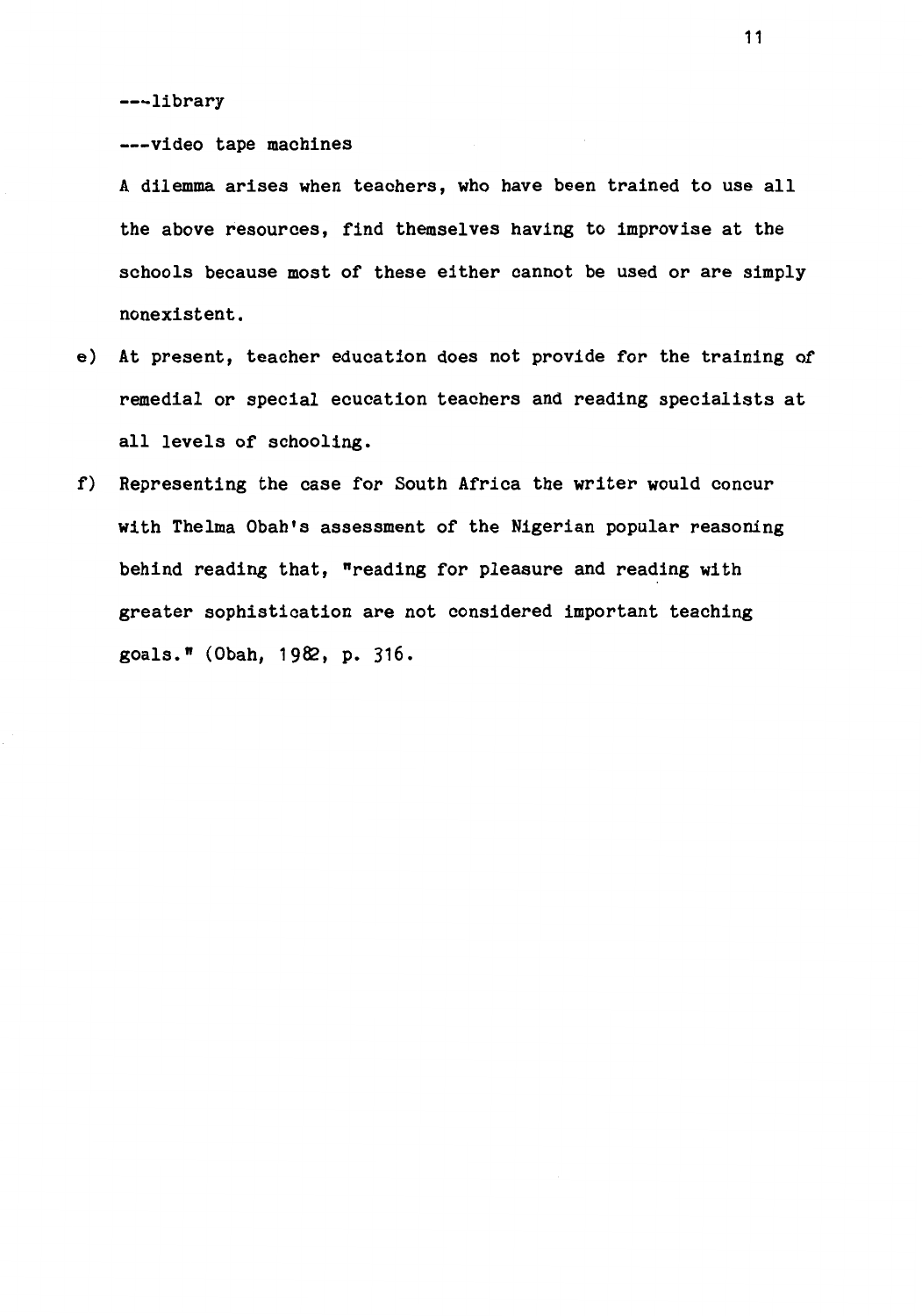---library

---video tape machines

A dilemma arises when teachers, who have been trained to use all the above resources, find themselves having to improvise at the schools because most of these either cannot be used or are simply nonexistent.

e) At present, teacher education does not provide for the training of remedial or special ecucation teachers and reading specialists at all levels of schooling.

f) Representing the case for South Africa the writer would concur with Thelma Obah's assessment of the Nigerian popular reasoning behind reading that, "reading for pleasure and reading with greater sophistication are not considered important teaching goals." (Obah, 1982, p. 316.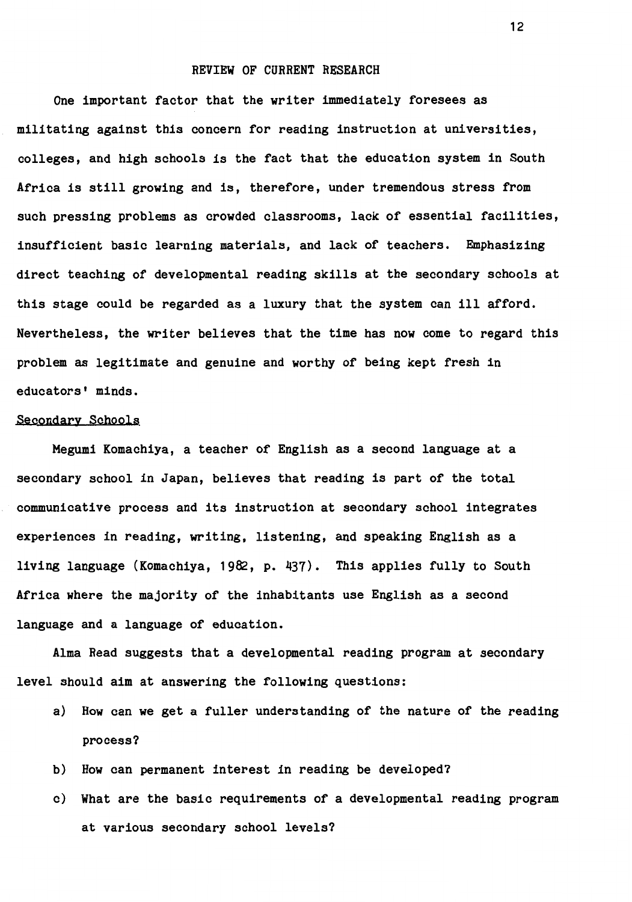# REVIEW OF CURRENT RESEARCH

One important factor that the writer immediately foresees as militating against this concern for reading instruction at universities, colleges, and high schools is the fact that the education system in South Africa is still growing and is, therefore, under tremendous stress from such pressing problems as crowded classrooms, lack of essential facilities, insufficient basic learning materials, and lack of teachers. Emphasizing direct teaching of developmental reading skills at the secondary schools at this stage could be regarded as a luxury that the system can ill afford. Nevertheless, the writer believes that the time has now come to regard this problem as legitimate and genuine and worthy of being kept fresh in educators' minds.

## Secondary Schools

Megumi Komachiya, a teacher of English as a second language at a secondary school in Japan, believes that reading is part of the total communicative process and its instruction at secondary school integrates experiences in reading, writing, listening, and speaking English as a living language (Komachiya, 1982, p. 437). This applies fully to South Africa where the majority of the inhabitants use English as a second language and a language of education.

Alma Read suggests that a developmental reading program at secondary level should aim at answering the following questions:

a) How can we get a fuller understanding of the nature of the reading process?

b) How can permanent interest in reading be developed?

c) What are the basic requirements of a developmental reading program at various secondary school levels?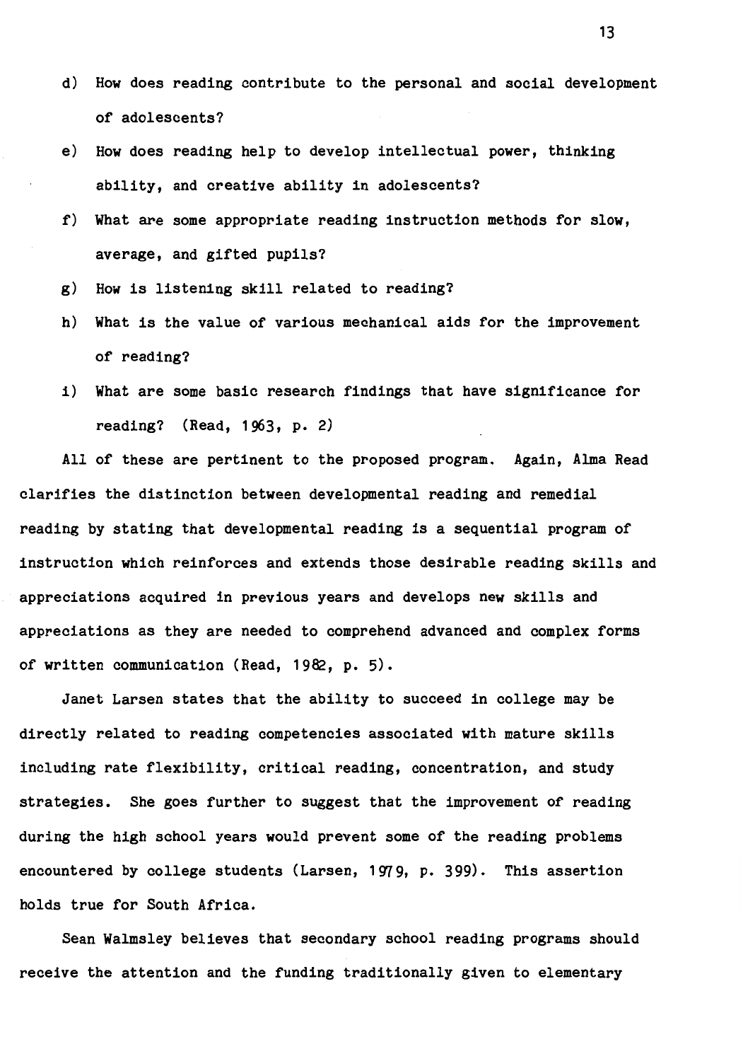d) How does reading contribute to the personal and social development of adolescents?

e) How does reading help to develop intellectual power, thinking ability, and creative ability in adolescents?

f) What are some appropriate reading instruction methods for slow, average, and gifted pupils?

g) How is listening skill related to reading?

h) What is the value of various mechanical aids for the improvement of reading?

i) What are some basic research findings that have significance for reading? (Read, 1963, p. 2)

All of these are pertinent to the proposed program. Again, Alma Read clarifies the distinction between developmental reading and remedial reading by stating that developmental reading is a sequential program of instruction which reinforces and extends those desirable reading skills and appreciations acquired in previous years and develops new skills and appreciations as they are needed to comprehend advanced and complex forms of written communication (Read, 1982, p. 5).

Janet Larsen states that the ability to succeed in college may be directly related to reading competencies associated with mature skills including rate flexibility, critical reading, concentration, and study strategies. She goes further to suggest that the improvement of reading during the high school years would prevent some of the reading problems encountered by college students (Larsen, 1979, p. 399). This assertion holds true for South Africa.

Sean Walmsley believes that secondary school reading programs should receive the attention and the funding traditionally given to elementary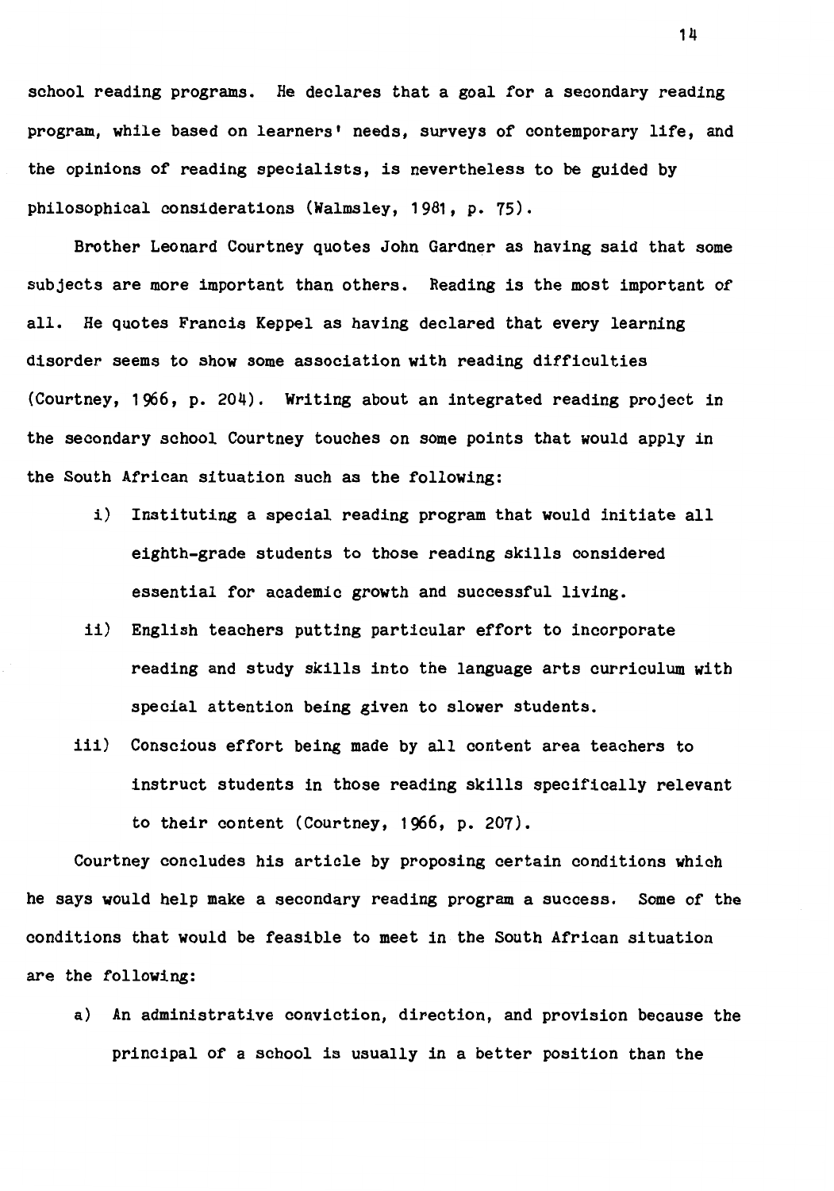school reading programs. He declares that a goal for a secondary reading program, while based on learners' needs, surveys of contemporary life, and the opinions of reading specialists, is nevertheless to be guided by philosophical considerations (Walmsley, 1981, p. 75).

Brother Leonard Courtney quotes John Gardner as having said that some subjects are more important than others. Reading is the most important of all. He quotes Francis Keppel as having declared that every learning disorder seems to show some association with reading difficulties (Courtney, 1966, p. 204). Writing about an integrated reading project in the secondary school Courtney touches on some points that would apply in the South African situation such as the following:

i) Instituting a special reading program that would initiate all eighth-grade students to those reading skills considered essential for academic growth and successful living.

ii) English teachers putting particular effort to incorporate reading and study skills into the language arts curriculum with special attention being given to slower students.

iii) Conscious effort being made by all content area teachers to instruct students in those reading skills specifically relevant to their content (Courtney, 1966, p. 207).

Courtney concludes his article by proposing certain conditions which he says would help make a secondary reading program a success. Some of the conditions that would be feasible to meet in the South African situation are the following:

a) An administrative conviction, direction, and provision because the principal of a school is usually in a better position than the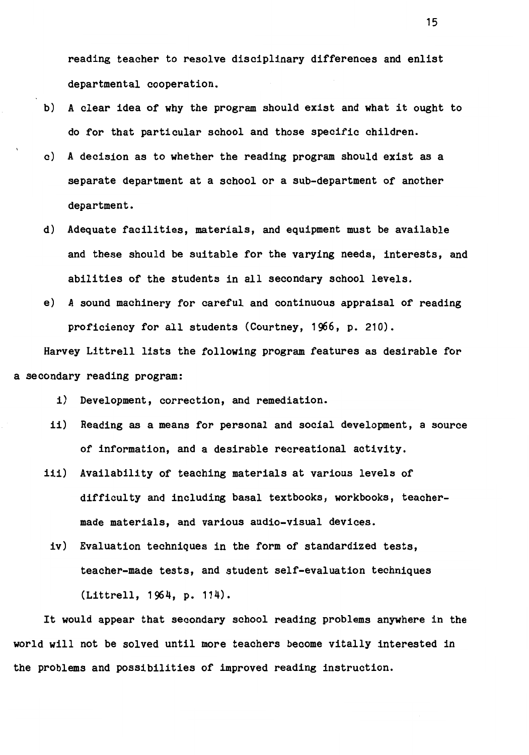reading teacher to resolve disciplinary differences and enlist departmental cooperation.

b) A clear idea of why the program should exist and what it ought to do for that particular school and those specific children.

c) A decision as to whether the reading program should exist as a separate department at a school or a sub-department of another department.

d) Adequate facilities, materials, and equipment must be available and these should be suitable for the varying needs, interests, and abilities of the students in all secondary school levels.

e) A sound machinery for careful and continuous appraisal of reading proficiency for all students (Courtney, 1966, p. 210).

Harvey Littrell lists the following program features as desirable for a secondary reading program:

i) Development, correction, and remediation.

ii) Reading as a means for personal and social development, a source of information, and a desirable recreational activity.

iii) Availability of teaching materials at various levels of difficulty and including basal textbooks, workbooks, teacher-made materials, and various audio-visual devices.

iv) Evaluation techniques in the form of standardized tests, teacher-made tests, and student self-evaluation techniques (Littrell, 1964, p. 114).

It would appear that secondary school reading problems anywhere in the world will not be solved until more teachers become vitally interested in the problems and possibilities of improved reading instruction.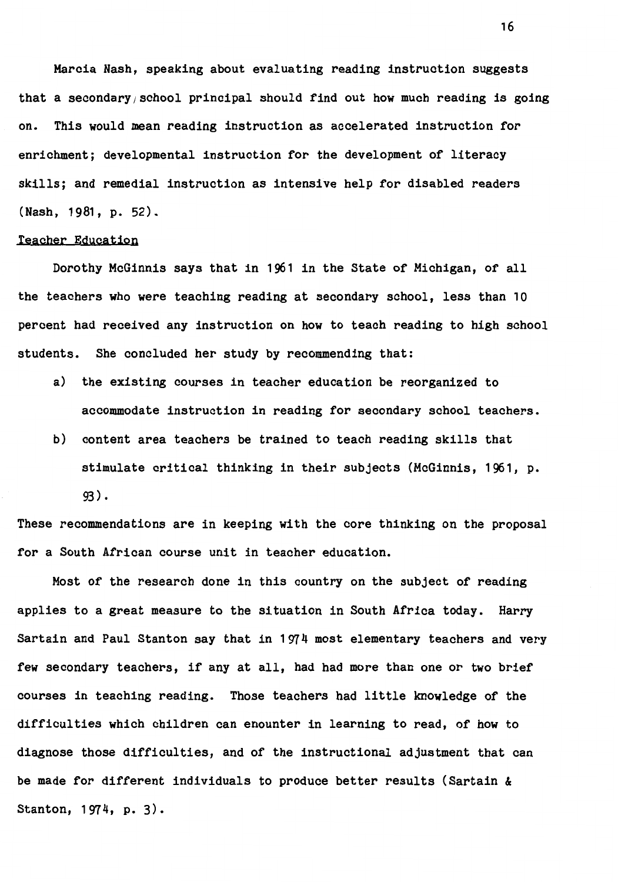Marcia Nash, speaking about evaluating reading instruction suggests that a secondary school principal should find out how much reading is going on. This would mean reading instruction as accelerated instruction for enrichment; developmental instruction for the development of literacy skills; and remedial instruction as intensive help for disabled readers (Nash, 1981, p. 52).

## Teacher Education

Dorothy McGinnis says that in 1961 in the State of Michigan, of all the teachers who were teaching reading at secondary school, less than 10 percent had received any instruction on how to teach reading to high school students. She concluded her study by recommending that:

a) the existing courses in teacher education be reorganized to accommodate instruction in reading for secondary school teachers.

b) content area teachers be trained to teach reading skills that stimulate critical thinking in their subjects (McGinnis, 1961, p. 93).

These recommendations are in keeping with the core thinking on the proposal for a South African course unit in teacher education.

Most of the research done in this country on the subject of reading applies to a great measure to the situation in South Africa today. Harry Sartain and Paul Stanton say that in 1974 most elementary teachers and very few secondary teachers, if any at all, had had more than one or two brief courses in teaching reading. Those teachers had little knowledge of the difficulties which children can enounter in learning to read, of how to diagnose those difficulties, and of the instructional adjustment that can be made for different individuals to produce better results (Sartain & Stanton, 1974, p. 3).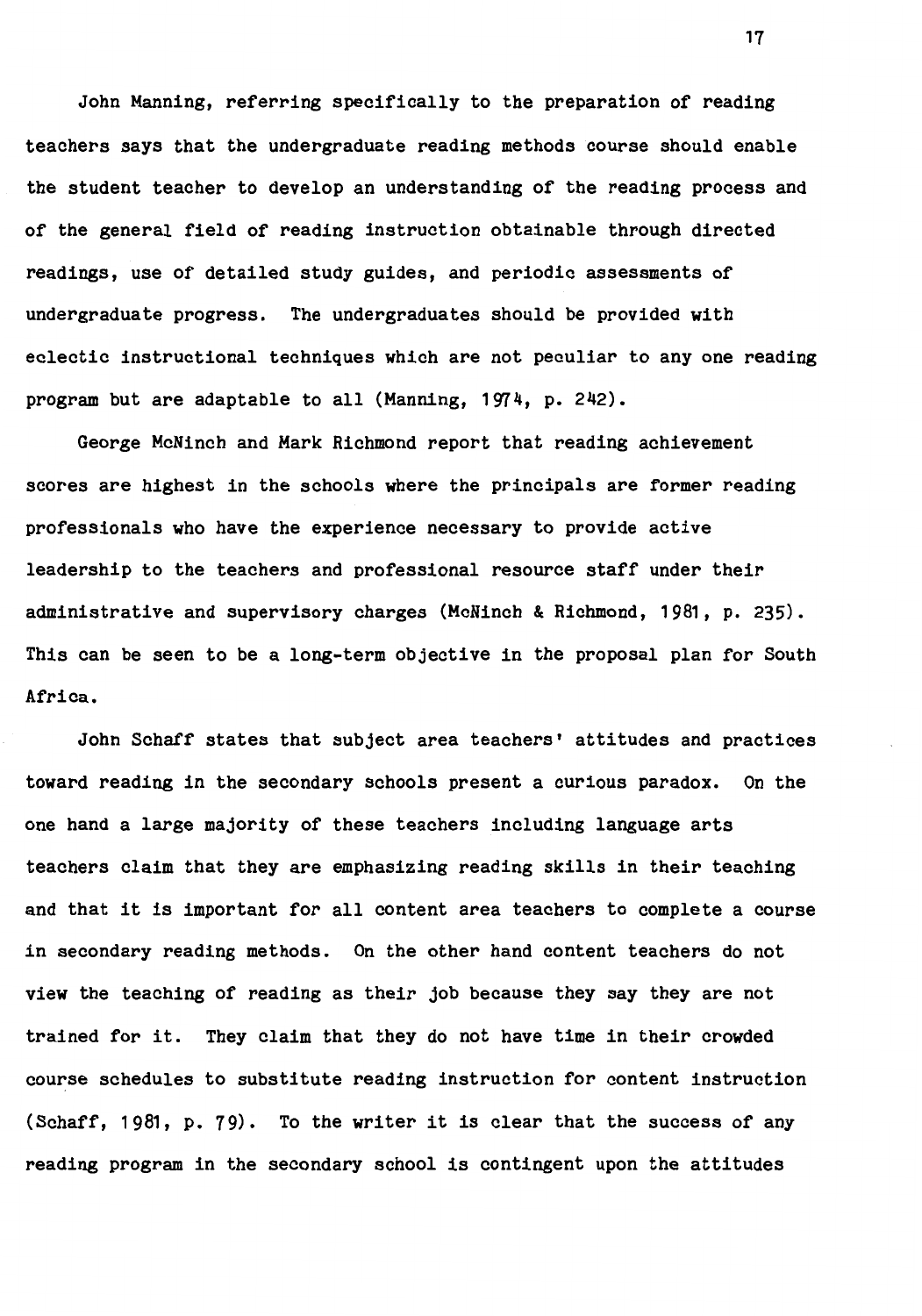John Manning, referring specifically to the preparation of reading teachers says that the undergraduate reading methods course should enable the student teacher to develop an understanding of the reading process and of the general field of reading instruction obtainable through directed readings, use of detailed study guides, and periodic assessments of undergraduate progress. The undergraduates should be provided with eclectic instructional techniques which are not peculiar to any one reading program but are adaptable to all (Manning, 1974, p. 242).

George McNinch and Mark Richmond report that reading achievement scores are highest in the schools where the principals are former reading professionals who have the experience necessary to provide active leadership to the teachers and professional resource staff under their administrative and supervisory charges (McNinch & Richmond, 1981, p. 235). This can be seen to be a long-term objective in the proposal plan for South Africa.

John Schaff states that subject area teachers' attitudes and practices toward reading in the secondary schools present a curious paradox. On the one hand a large majority of these teachers including language arts teachers claim that they are emphasizing reading skills in their teaching and that it is important for all content area teachers to complete a course in secondary reading methods. On the other hand content teachers do not view the teaching of reading as their job because they say they are not trained for it. They claim that they do not have time in their crowded course schedules to substitute reading instruction for content instruction (Schaff, 1981, p. 79). To the writer it is clear that the success of any reading program in the secondary school is contingent upon the attitudes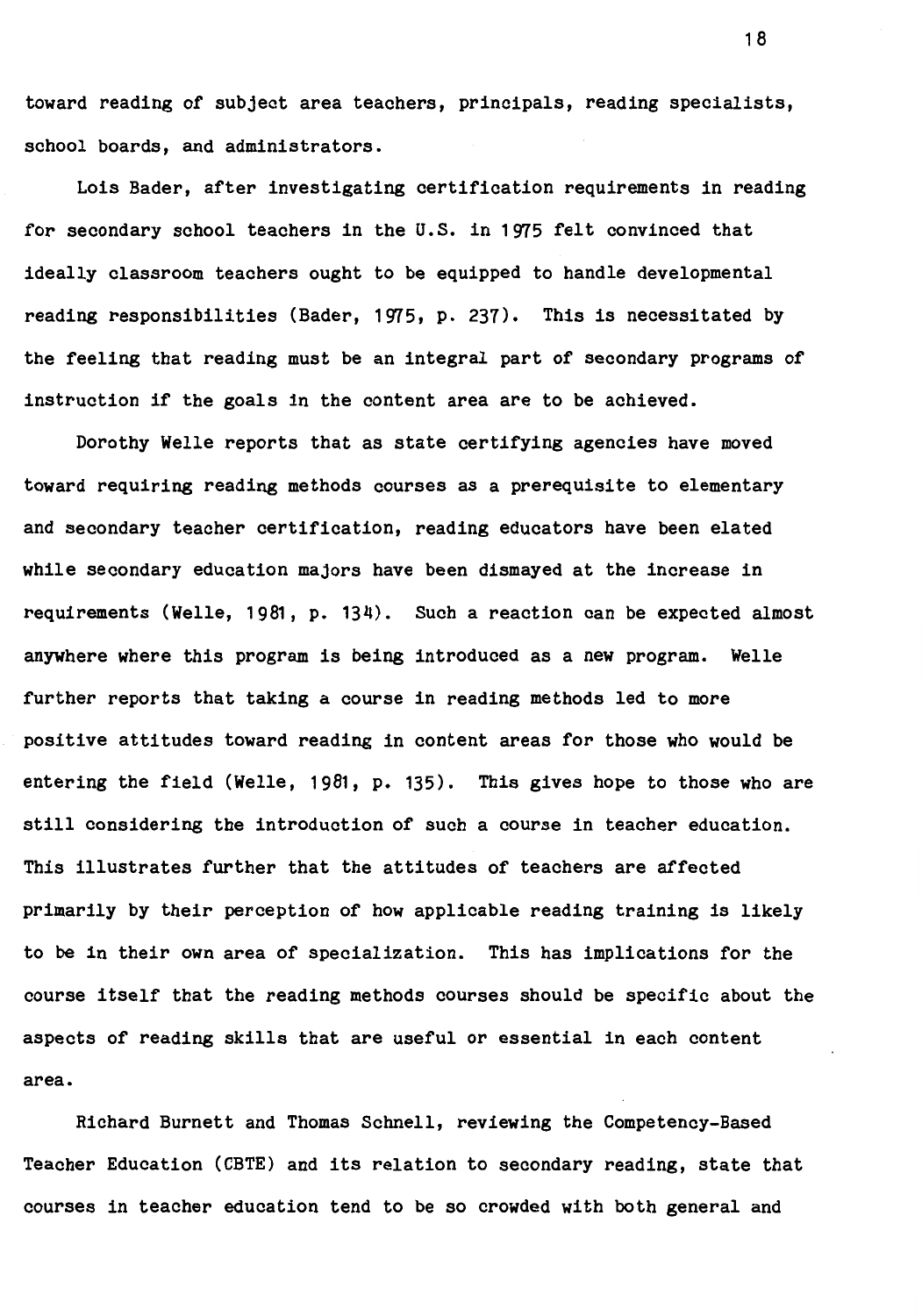toward reading of subject area teachers, principals, reading specialists, school boards, and administrators.

Lois Bader, after investigating certification requirements in reading for secondary school teachers in the U.S. in 1975 felt convinced that ideally classroom teachers ought to be equipped to handle developmental reading responsibilities (Bader, 1975, p. 237). This is necessitated by the feeling that reading must be an integral part of secondary programs of instruction if the goals in the content area are to be achieved.

Dorothy Welle reports that as state certifying agencies have moved toward requiring reading methods courses as a prerequisite to elementary and secondary teacher certification, reading educators have been elated while secondary education majors have been dismayed at the increase in requirements (Welle, 1981, p. 134). Such a reaction can be expected almost anywhere where this program is being introduced as a new program. Welle further reports that taking a course in reading methods led to more positive attitudes toward reading in content areas for those who would be entering the field (Welle, 1981, p. 135). This gives hope to those who are still considering the introduction of such a course in teacher education. This illustrates further that the attitudes of teachers are affected primarily by their perception of how applicable reading training is likely to be in their own area of specialization. This has implications for the course itself that the reading methods courses should be specific about the aspects of reading skills that are useful or essential in each content area.

Richard Burnett and Thomas Schnell, reviewing the Competency-Based Teacher Education (CBTE) and its relation to secondary reading, state that courses in teacher education tend to be so crowded with both general and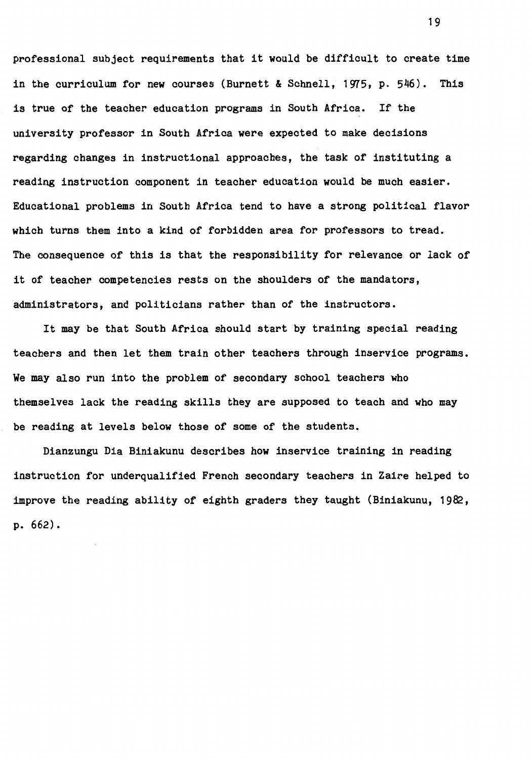professional subject requirements that it would be difficult to create time in the curriculum for new courses (Burnett & Schnell, 1975, p. 546). This is true of the teacher education programs in South Africa. If the university professor in South Africa were expected to make decisions regarding changes in instructional approaches, the task of instituting a reading instruction component in teacher education would be much easier. Educational problems in South Africa tend to have a strong political flavor which turns them into a kind of forbidden area for professors to tread. The consequence of this is that the responsibility for relevance or lack of it of teacher competencies rests on the shoulders of the mandators, administrators, and politicians rather than of the instructors.

It may be that South Africa should start by training special reading teachers and then let them train other teachers through inservice programs. We may also run into the problem of secondary school teachers who themselves lack the reading skills they are supposed to teach and who may be reading at levels below those of some of the students.

Dianzungu Dia Biniakunu describes how inservice training in reading instruction for underqualified French secondary teachers in Zaire helped to improve the reading ability of eighth graders they taught (Biniakunu, 1982, p. 662).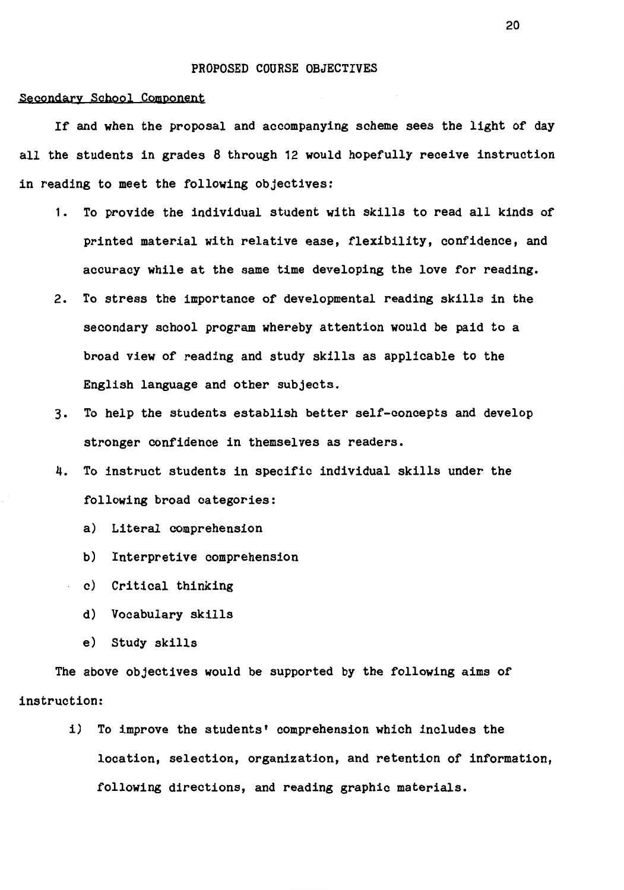## PROPOSED COURSE OBJECTIVES

### Secondary School Component

If and when the proposal and accompanying scheme sees the light of day all the students in grades 8 through 12 would hopefully receive instruction in reading to meet the following objectives:

1. To provide the individual student with skills to read all kinds of printed material with relative ease, flexibility, confidence, and accuracy while at the same time developing the love for reading.
2. To stress the importance of developmental reading skills in the secondary school program whereby attention would be paid to a broad view of reading and study skills as applicable to the English language and other subjects.
3. To help the students establish better self-concepts and develop stronger confidence in themselves as readers.
4. To instruct students in specific individual skills under the following broad categories:
   - a) Literal comprehension
   - b) Interpretive comprehension
   - c) Critical thinking
   - d) Vocabulary skills
   - e) Study skills

The above objectives would be supported by the following aims of instruction:

i) To improve the students' comprehension which includes the location, selection, organization, and retention of information, following directions, and reading graphic materials.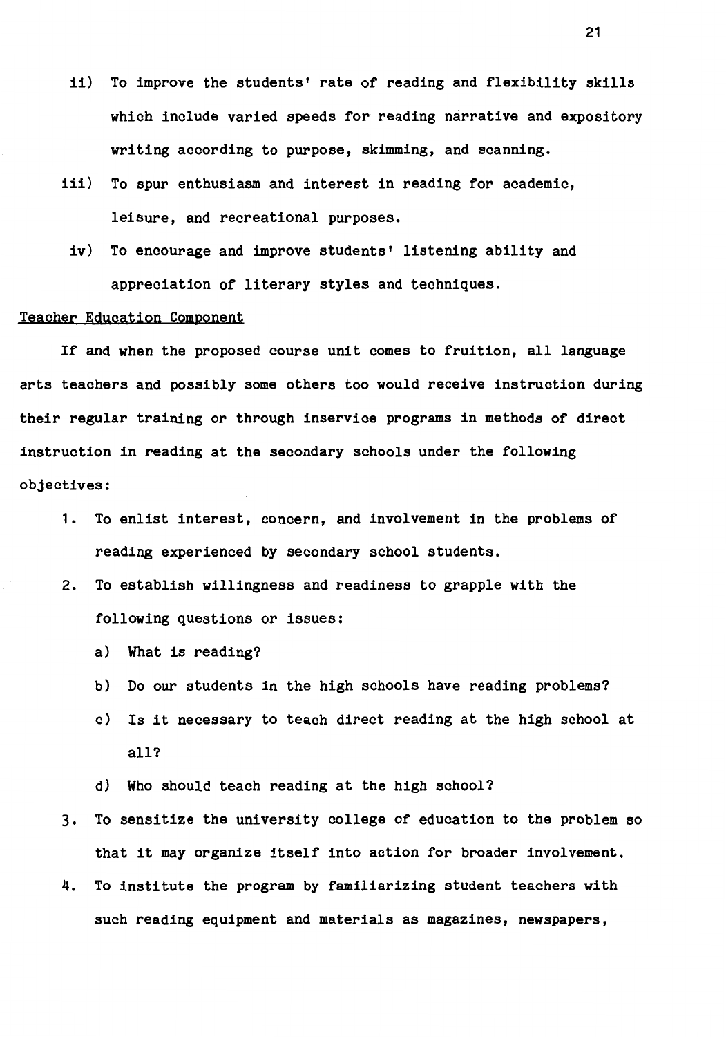ii) To improve the students' rate of reading and flexibility skills which include varied speeds for reading narrative and expository writing according to purpose, skimming, and scanning.

iii) To spur enthusiasm and interest in reading for academic, leisure, and recreational purposes.

iv) To encourage and improve students' listening ability and appreciation of literary styles and techniques.

Teacher Education Component

If and when the proposed course unit comes to fruition, all language arts teachers and possibly some others too would receive instruction during their regular training or through inservice programs in methods of direct instruction in reading at the secondary schools under the following objectives:

1. To enlist interest, concern, and involvement in the problems of reading experienced by secondary school students.
2. To establish willingness and readiness to grapple with the following questions or issues:
   a) What is reading?
   b) Do our students in the high schools have reading problems?
   c) Is it necessary to teach direct reading at the high school at all?
   d) Who should teach reading at the high school?
3. To sensitize the university college of education to the problem so that it may organize itself into action for broader involvement.
4. To institute the program by familiarizing student teachers with such reading equipment and materials as magazines, newspapers,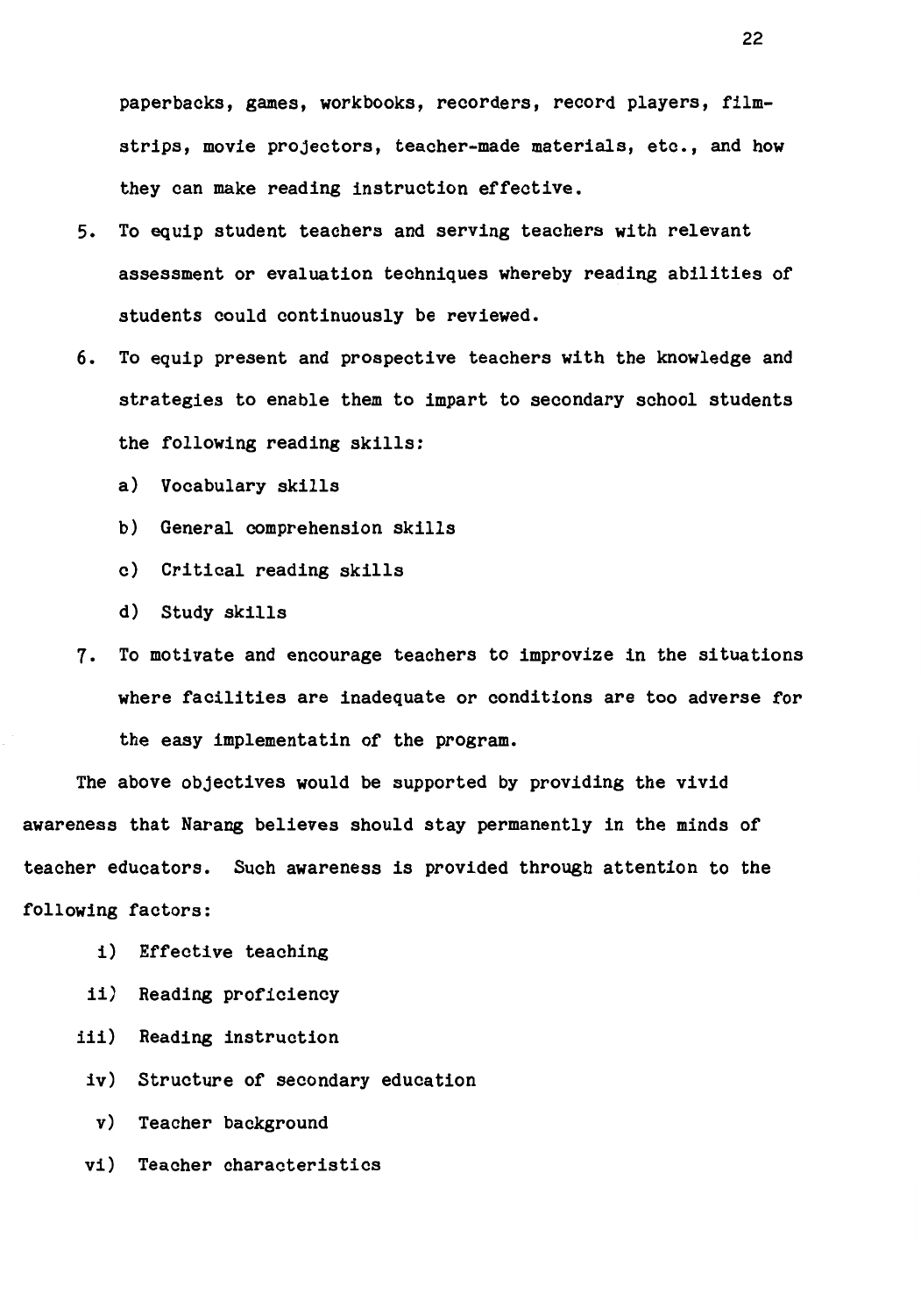paperbacks, games, workbooks, recorders, record players, film-strips, movie projectors, teacher-made materials, etc., and how they can make reading instruction effective.

5. To equip student teachers and serving teachers with relevant assessment or evaluation techniques whereby reading abilities of students could continuously be reviewed.
6. To equip present and prospective teachers with the knowledge and strategies to enable them to impart to secondary school students the following reading skills:
   a) Vocabulary skills
   b) General comprehension skills
   c) Critical reading skills
   d) Study skills
7. To motivate and encourage teachers to improvize in the situations where facilities are inadequate or conditions are too adverse for the easy implementatin of the program.

The above objectives would be supported by providing the vivid awareness that Narang believes should stay permanently in the minds of teacher educators. Such awareness is provided through attention to the following factors:

i) Effective teaching
ii) Reading proficiency
iii) Reading instruction
iv) Structure of secondary education
v) Teacher background
vi) Teacher characteristics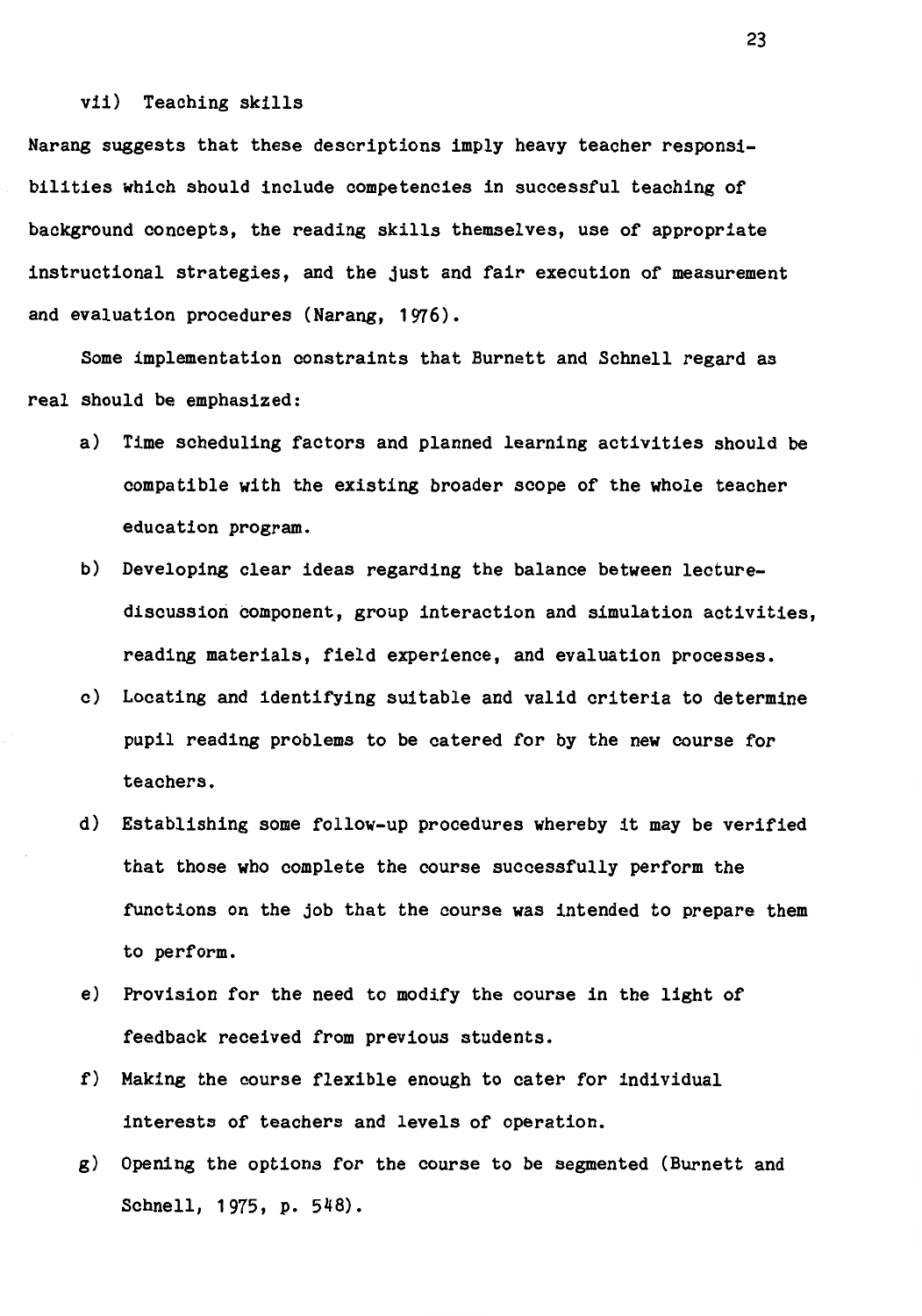vii) Teaching skills

Narang suggests that these descriptions imply heavy teacher responsibilities which should include competencies in successful teaching of background concepts, the reading skills themselves, use of appropriate instructional strategies, and the just and fair execution of measurement and evaluation procedures (Narang, 1976).

Some implementation constraints that Burnett and Schnell regard as real should be emphasized:

a) Time scheduling factors and planned learning activities should be compatible with the existing broader scope of the whole teacher education program.

b) Developing clear ideas regarding the balance between lecture-discussion component, group interaction and simulation activities, reading materials, field experience, and evaluation processes.

c) Locating and identifying suitable and valid criteria to determine pupil reading problems to be catered for by the new course for teachers.

d) Establishing some follow-up procedures whereby it may be verified that those who complete the course successfully perform the functions on the job that the course was intended to prepare them to perform.

e) Provision for the need to modify the course in the light of feedback received from previous students.

f) Making the course flexible enough to cater for individual interests of teachers and levels of operation.

g) Opening the options for the course to be segmented (Burnett and Schnell, 1975, p. 548).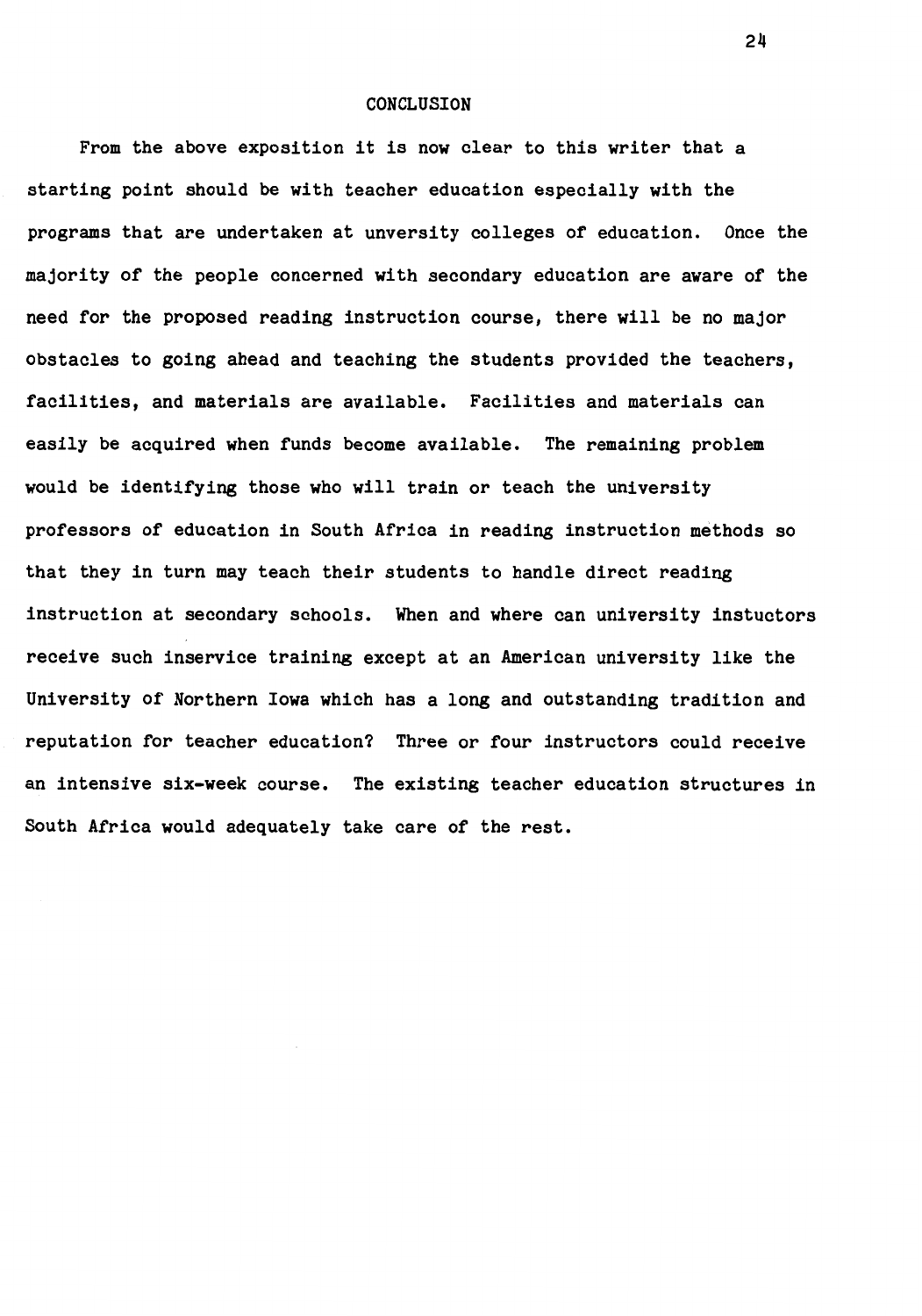## CONCLUSION

From the above exposition it is now clear to this writer that a starting point should be with teacher education especially with the programs that are undertaken at unversity colleges of education. Once the majority of the people concerned with secondary education are aware of the need for the proposed reading instruction course, there will be no major obstacles to going ahead and teaching the students provided the teachers, facilities, and materials are available. Facilities and materials can easily be acquired when funds become available. The remaining problem would be identifying those who will train or teach the university professors of education in South Africa in reading instruction methods so that they in turn may teach their students to handle direct reading instruction at secondary schools. When and where can university instuctors receive such inservice training except at an American university like the University of Northern Iowa which has a long and outstanding tradition and reputation for teacher education? Three or four instructors could receive an intensive six-week course. The existing teacher education structures in South Africa would adequately take care of the rest.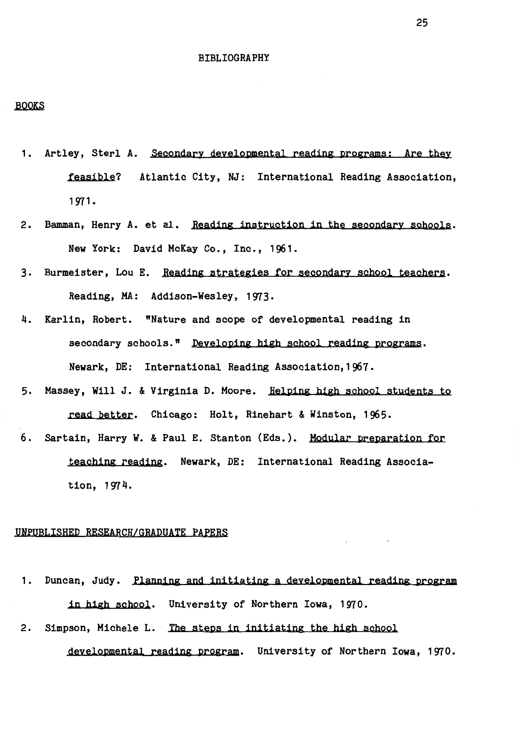# BIBLIOGRAPHY

## BOOKS

1. Artley, Sterl A. *Secondary developmental reading programs: Are they feasible?* Atlantic City, NJ: International Reading Association, 1971.
2. Bamman, Henry A. et al. *Reading instruction in the secondary schools*. New York: David McKay Co., Inc., 1961.
3. Burmeister, Lou E. *Reading strategies for secondary school teachers*. Reading, MA: Addison-Wesley, 1973.
4. Karlin, Robert. "Nature and scope of developmental reading in secondary schools." *Developing high school reading programs*. Newark, DE: International Reading Association, 1967.
5. Massey, Will J. & Virginia D. Moore. *Helping high school students to read better*. Chicago: Holt, Rinehart & Winston, 1965.
6. Sartain, Harry W. & Paul E. Stanton (Eds.). *Modular preparation for teaching reading*. Newark, DE: International Reading Association, 1974.

## UNPUBLISHED RESEARCH/GRADUATE PAPERS

1. Duncan, Judy. *Planning and initiating a developmental reading program in high school*. University of Northern Iowa, 1970.
2. Simpson, Michele L. *The steps in initiating the high school developmental reading program*. University of Northern Iowa, 1970.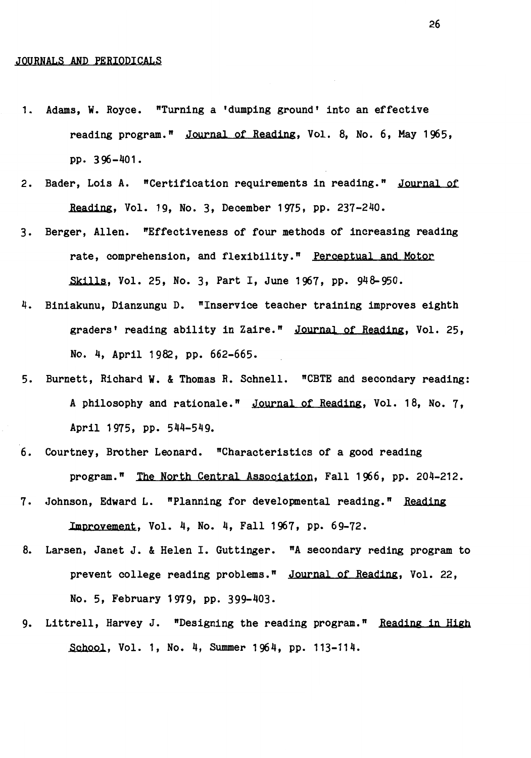## JOURNALS AND PERIODICALS

1. Adams, W. Royce. "Turning a 'dumping ground' into an effective reading program." Journal of Reading, Vol. 8, No. 6, May 1965, pp. 396-401.
2. Bader, Lois A. "Certification requirements in reading." Journal of Reading, Vol. 19, No. 3, December 1975, pp. 237-240.
3. Berger, Allen. "Effectiveness of four methods of increasing reading rate, comprehension, and flexibility." Perceptual and Motor Skills, Vol. 25, No. 3, Part I, June 1967, pp. 948-950.
4. Biniakunu, Dianzungu D. "Inservice teacher training improves eighth graders' reading ability in Zaire." Journal of Reading, Vol. 25, No. 4, April 1982, pp. 662-665.
5. Burnett, Richard W. & Thomas R. Schnell. "CBTE and secondary reading: A philosophy and rationale." Journal of Reading, Vol. 18, No. 7, April 1975, pp. 544-549.
6. Courtney, Brother Leonard. "Characteristics of a good reading program." The North Central Association, Fall 1966, pp. 204-212.
7. Johnson, Edward L. "Planning for developmental reading." Reading Improvement, Vol. 4, No. 4, Fall 1967, pp. 69-72.
8. Larsen, Janet J. & Helen I. Guttinger. "A secondary reding program to prevent college reading problems." Journal of Reading, Vol. 22, No. 5, February 1979, pp. 399-403.
9. Littrell, Harvey J. "Designing the reading program." Reading in High School, Vol. 1, No. 4, Summer 1964, pp. 113-114.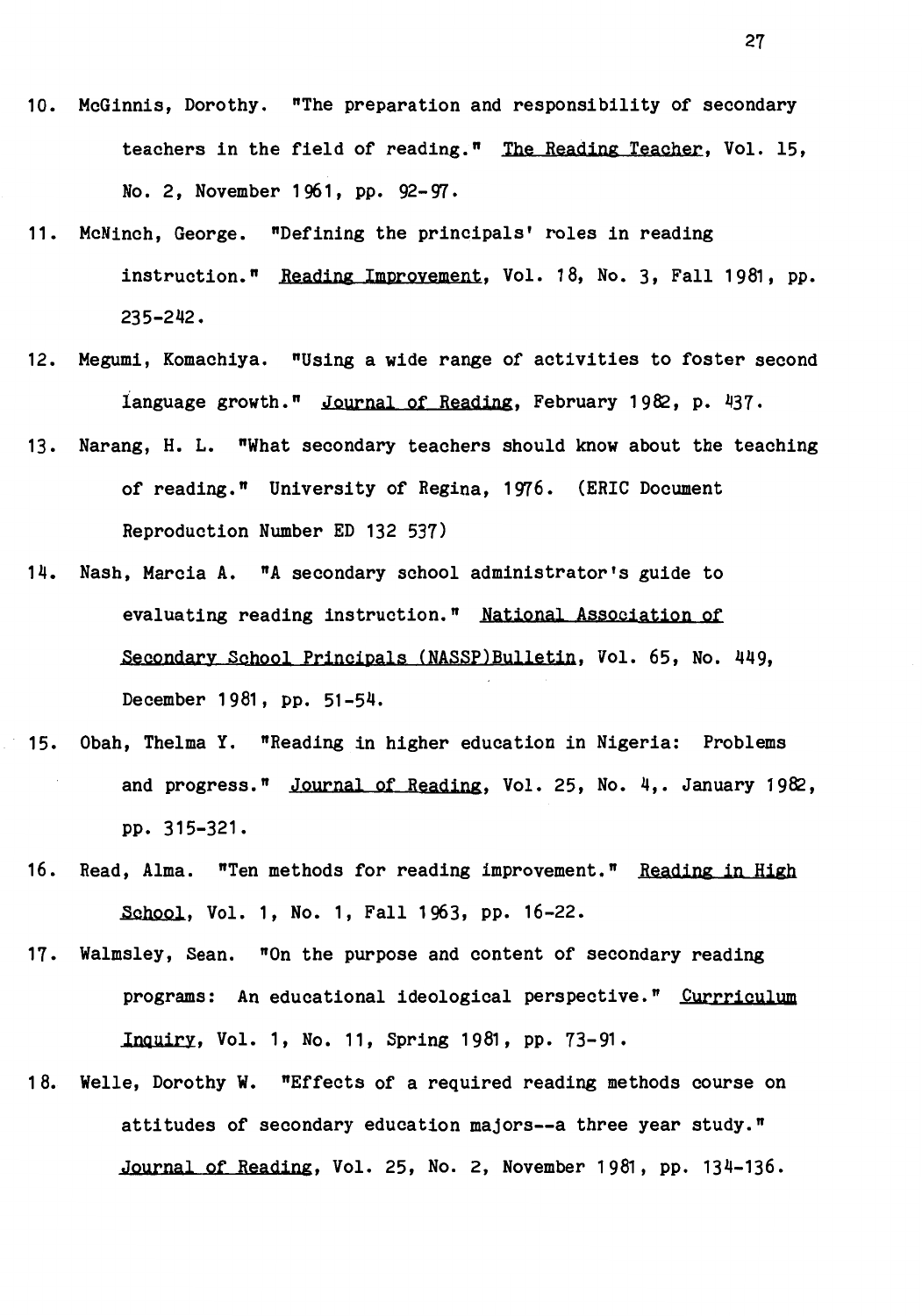10. McGinnis, Dorothy. "The preparation and responsibility of secondary teachers in the field of reading." The Reading Teacher, Vol. 15, No. 2, November 1961, pp. 92-97.

11. McNinch, George. "Defining the principals' roles in reading instruction." Reading Improvement, Vol. 18, No. 3, Fall 1981, pp. 235-242.

12. Megumi, Komachiya. "Using a wide range of activities to foster second language growth." Journal of Reading, February 1982, p. 437.

13. Narang, H. L. "What secondary teachers should know about the teaching of reading." University of Regina, 1976. (ERIC Document Reproduction Number ED 132 537)

14. Nash, Marcia A. "A secondary school administrator's guide to evaluating reading instruction." National Association of Secondary School Principals (NASSP)Bulletin, Vol. 65, No. 449, December 1981, pp. 51-54.

15. Obah, Thelma Y. "Reading in higher education in Nigeria: Problems and progress." Journal of Reading, Vol. 25, No. 4,. January 1982, pp. 315-321.

16. Read, Alma. "Ten methods for reading improvement." Reading in High School, Vol. 1, No. 1, Fall 1963, pp. 16-22.

17. Walmsley, Sean. "On the purpose and content of secondary reading programs: An educational ideological perspective." Curriculum Inquiry, Vol. 1, No. 11, Spring 1981, pp. 73-91.

18. Welle, Dorothy W. "Effects of a required reading methods course on attitudes of secondary education majors--a three year study." Journal of Reading, Vol. 25, No. 2, November 1981, pp. 134-136.